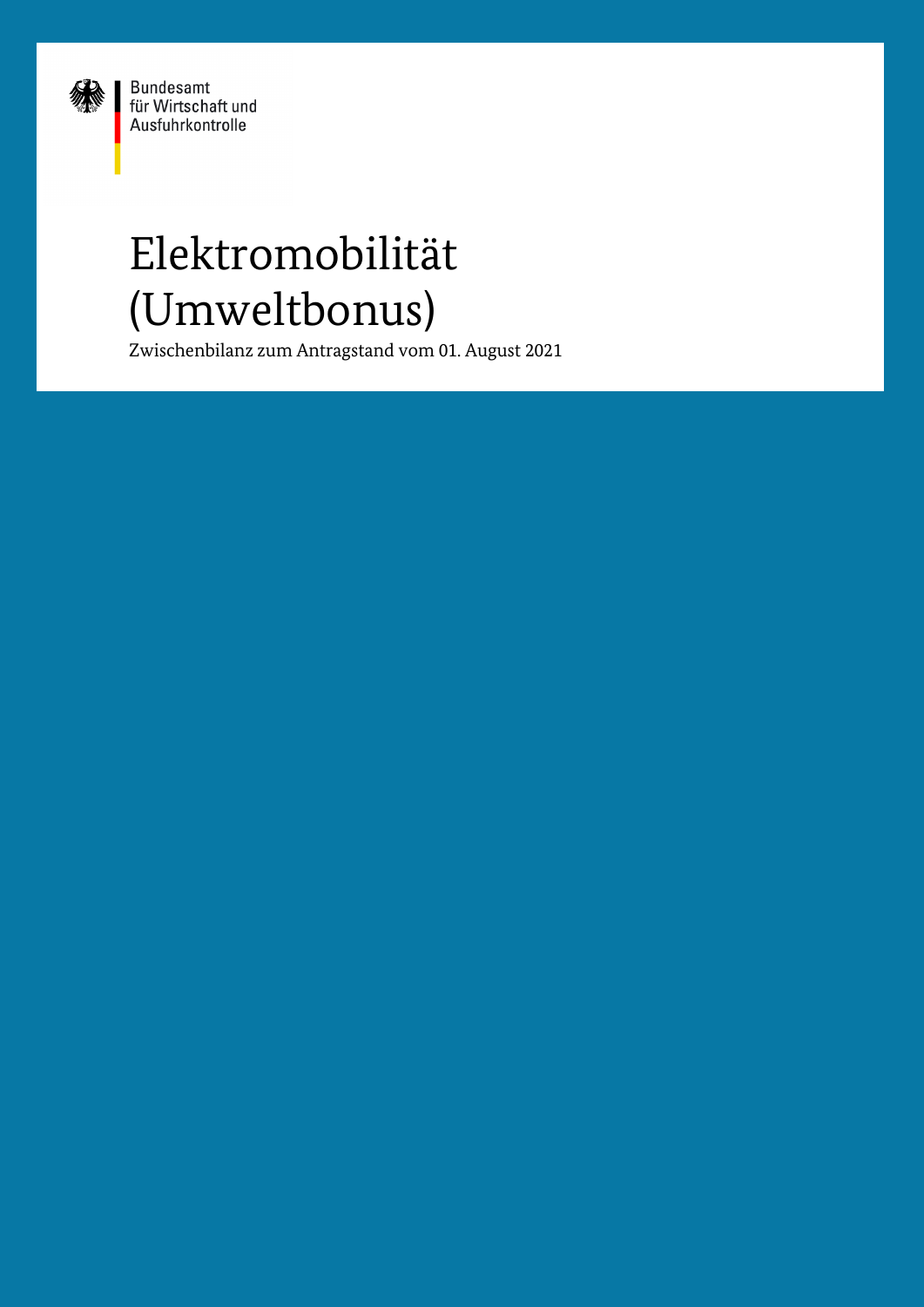Bundesamt
für Wirtschaft und
Ausfuhrkontrolle

# Elektromobilität (Umweltbonus)

Zwischenbilanz zum Antragstand vom 01. August 2021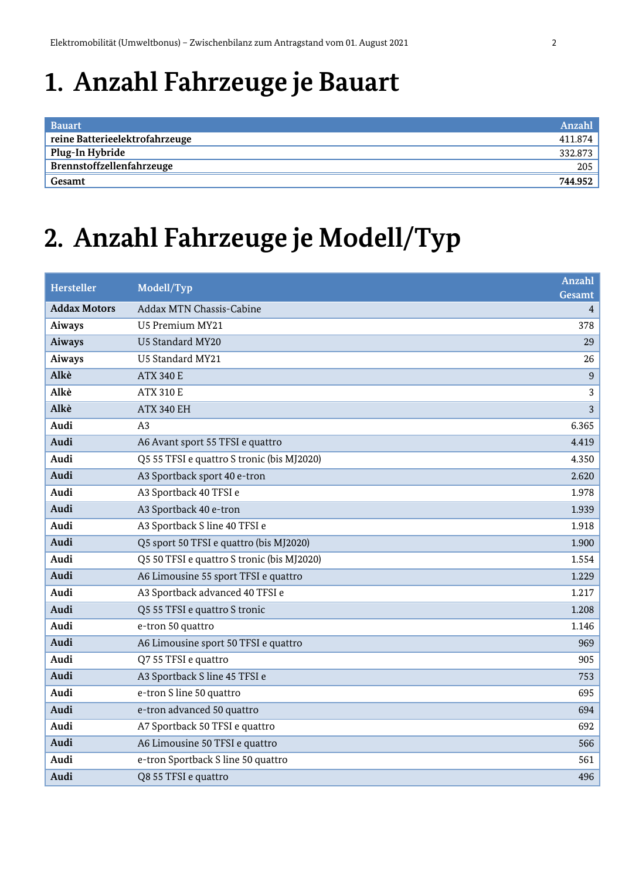// Header "Elektromobilität (Umweltbonus) – Zwischenbilanz..." and page number omitted as running header.
# 1. Anzahl Fahrzeuge je Bauart

| Bauart | Anzahl |
|---|---|
| **reine Batterieelektrofahrzeuge** | 411.874 |
| **Plug-In Hybride** | 332.873 |
| **Brennstoffzellenfahrzeuge** | 205 |
| **Gesamt** | **744.952** |

# 2. Anzahl Fahrzeuge je Modell/Typ

| Hersteller | Modell/Typ | Anzahl Gesamt |
|---|---|---|
| **Addax Motors** | Addax MTN Chassis-Cabine | 4 |
| **Aiways** | U5 Premium MY21 | 378 |
| **Aiways** | U5 Standard MY20 | 29 |
| **Aiways** | U5 Standard MY21 | 26 |
| **Alkè** | ATX 340 E | 9 |
| **Alkè** | ATX 310 E | 3 |
| **Alkè** | ATX 340 EH | 3 |
| **Audi** | A3 | 6.365 |
| **Audi** | A6 Avant sport 55 TFSI e quattro | 4.419 |
| **Audi** | Q5 55 TFSI e quattro S tronic (bis MJ2020) | 4.350 |
| **Audi** | A3 Sportback sport 40 e-tron | 2.620 |
| **Audi** | A3 Sportback 40 TFSI e | 1.978 |
| **Audi** | A3 Sportback 40 e-tron | 1.939 |
| **Audi** | A3 Sportback S line 40 TFSI e | 1.918 |
| **Audi** | Q5 sport 50 TFSI e quattro (bis MJ2020) | 1.900 |
| **Audi** | Q5 50 TFSI e quattro S tronic (bis MJ2020) | 1.554 |
| **Audi** | A6 Limousine 55 sport TFSI e quattro | 1.229 |
| **Audi** | A3 Sportback advanced 40 TFSI e | 1.217 |
| **Audi** | Q5 55 TFSI e quattro S tronic | 1.208 |
| **Audi** | e-tron 50 quattro | 1.146 |
| **Audi** | A6 Limousine sport 50 TFSI e quattro | 969 |
| **Audi** | Q7 55 TFSI e quattro | 905 |
| **Audi** | A3 Sportback S line 45 TFSI e | 753 |
| **Audi** | e-tron S line 50 quattro | 695 |
| **Audi** | e-tron advanced 50 quattro | 694 |
| **Audi** | A7 Sportback 50 TFSI e quattro | 692 |
| **Audi** | A6 Limousine 50 TFSI e quattro | 566 |
| **Audi** | e-tron Sportback S line 50 quattro | 561 |
| **Audi** | Q8 55 TFSI e quattro | 496 |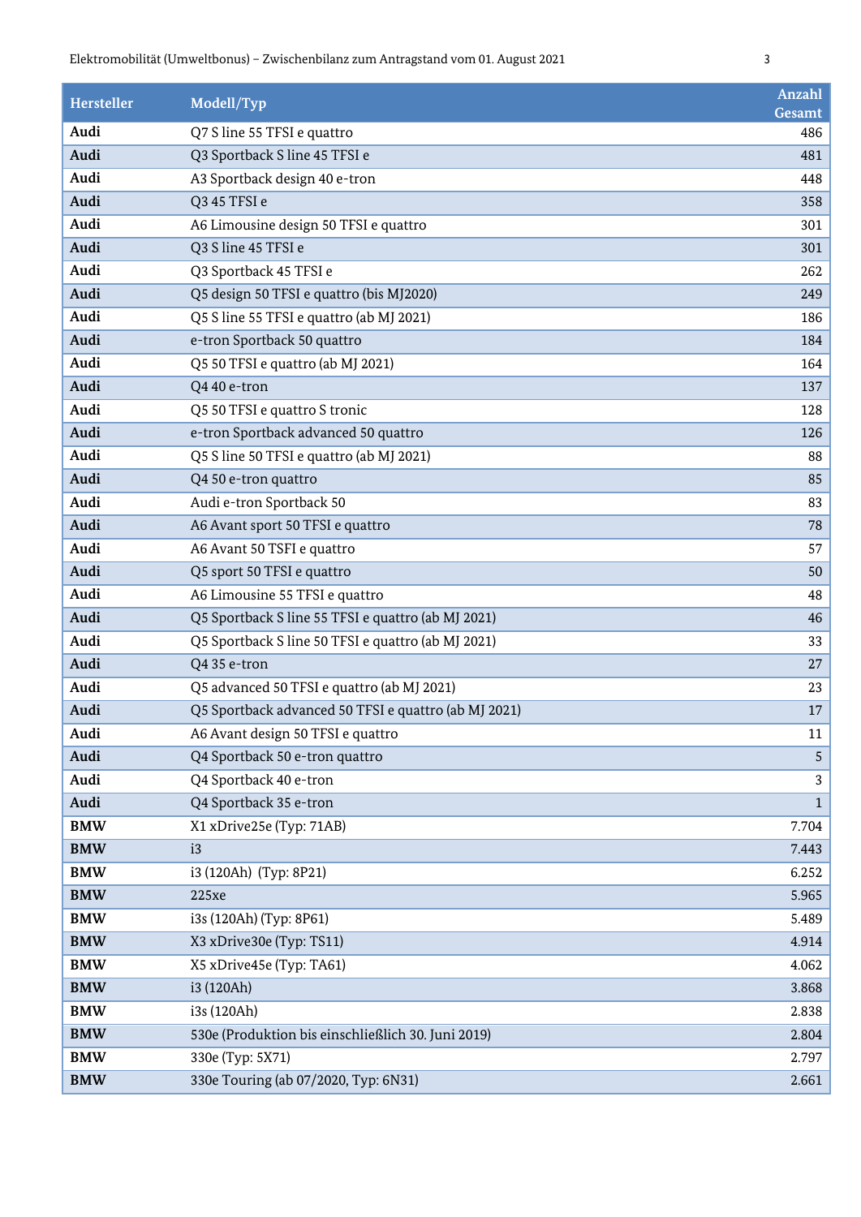| Hersteller | Modell/Typ | Anzahl Gesamt |
|---|---|---|
| **Audi** | Q7 S line 55 TFSI e quattro | 486 |
| **Audi** | Q3 Sportback S line 45 TFSI e | 481 |
| **Audi** | A3 Sportback design 40 e-tron | 448 |
| **Audi** | Q3 45 TFSI e | 358 |
| **Audi** | A6 Limousine design 50 TFSI e quattro | 301 |
| **Audi** | Q3 S line 45 TFSI e | 301 |
| **Audi** | Q3 Sportback 45 TFSI e | 262 |
| **Audi** | Q5 design 50 TFSI e quattro (bis MJ2020) | 249 |
| **Audi** | Q5 S line 55 TFSI e quattro (ab MJ 2021) | 186 |
| **Audi** | e-tron Sportback 50 quattro | 184 |
| **Audi** | Q5 50 TFSI e quattro (ab MJ 2021) | 164 |
| **Audi** | Q4 40 e-tron | 137 |
| **Audi** | Q5 50 TFSI e quattro S tronic | 128 |
| **Audi** | e-tron Sportback advanced 50 quattro | 126 |
| **Audi** | Q5 S line 50 TFSI e quattro (ab MJ 2021) | 88 |
| **Audi** | Q4 50 e-tron quattro | 85 |
| **Audi** | Audi e-tron Sportback 50 | 83 |
| **Audi** | A6 Avant sport 50 TFSI e quattro | 78 |
| **Audi** | A6 Avant 50 TSFI e quattro | 57 |
| **Audi** | Q5 sport 50 TFSI e quattro | 50 |
| **Audi** | A6 Limousine 55 TFSI e quattro | 48 |
| **Audi** | Q5 Sportback S line 55 TFSI e quattro (ab MJ 2021) | 46 |
| **Audi** | Q5 Sportback S line 50 TFSI e quattro (ab MJ 2021) | 33 |
| **Audi** | Q4 35 e-tron | 27 |
| **Audi** | Q5 advanced 50 TFSI e quattro (ab MJ 2021) | 23 |
| **Audi** | Q5 Sportback advanced 50 TFSI e quattro (ab MJ 2021) | 17 |
| **Audi** | A6 Avant design 50 TFSI e quattro | 11 |
| **Audi** | Q4 Sportback 50 e-tron quattro | 5 |
| **Audi** | Q4 Sportback 40 e-tron | 3 |
| **Audi** | Q4 Sportback 35 e-tron | 1 |
| **BMW** | X1 xDrive25e (Typ: 71AB) | 7.704 |
| **BMW** | i3 | 7.443 |
| **BMW** | i3 (120Ah) (Typ: 8P21) | 6.252 |
| **BMW** | 225xe | 5.965 |
| **BMW** | i3s (120Ah) (Typ: 8P61) | 5.489 |
| **BMW** | X3 xDrive30e (Typ: TS11) | 4.914 |
| **BMW** | X5 xDrive45e (Typ: TA61) | 4.062 |
| **BMW** | i3 (120Ah) | 3.868 |
| **BMW** | i3s (120Ah) | 2.838 |
| **BMW** | 530e (Produktion bis einschließlich 30. Juni 2019) | 2.804 |
| **BMW** | 330e (Typ: 5X71) | 2.797 |
| **BMW** | 330e Touring (ab 07/2020, Typ: 6N31) | 2.661 |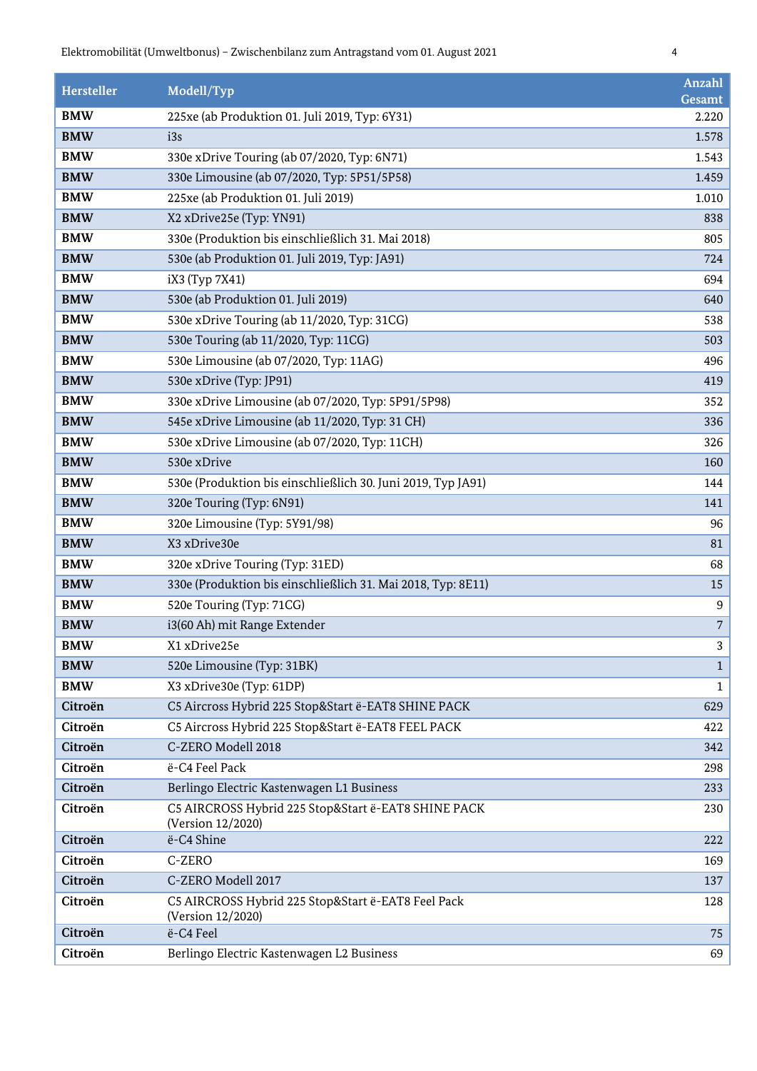| Hersteller | Modell/Typ | Anzahl Gesamt |
|---|---|---|
| **BMW** | 225xe (ab Produktion 01. Juli 2019, Typ: 6Y31) | 2.220 |
| **BMW** | i3s | 1.578 |
| **BMW** | 330e xDrive Touring (ab 07/2020, Typ: 6N71) | 1.543 |
| **BMW** | 330e Limousine (ab 07/2020, Typ: 5P51/5P58) | 1.459 |
| **BMW** | 225xe (ab Produktion 01. Juli 2019) | 1.010 |
| **BMW** | X2 xDrive25e (Typ: YN91) | 838 |
| **BMW** | 330e (Produktion bis einschließlich 31. Mai 2018) | 805 |
| **BMW** | 530e (ab Produktion 01. Juli 2019, Typ: JA91) | 724 |
| **BMW** | iX3 (Typ 7X41) | 694 |
| **BMW** | 530e (ab Produktion 01. Juli 2019) | 640 |
| **BMW** | 530e xDrive Touring (ab 11/2020, Typ: 31CG) | 538 |
| **BMW** | 530e Touring (ab 11/2020, Typ: 11CG) | 503 |
| **BMW** | 530e Limousine (ab 07/2020, Typ: 11AG) | 496 |
| **BMW** | 530e xDrive (Typ: JP91) | 419 |
| **BMW** | 330e xDrive Limousine (ab 07/2020, Typ: 5P91/5P98) | 352 |
| **BMW** | 545e xDrive Limousine (ab 11/2020, Typ: 31 CH) | 336 |
| **BMW** | 530e xDrive Limousine (ab 07/2020, Typ: 11CH) | 326 |
| **BMW** | 530e xDrive | 160 |
| **BMW** | 530e (Produktion bis einschließlich 30. Juni 2019, Typ JA91) | 144 |
| **BMW** | 320e Touring (Typ: 6N91) | 141 |
| **BMW** | 320e Limousine (Typ: 5Y91/98) | 96 |
| **BMW** | X3 xDrive30e | 81 |
| **BMW** | 320e xDrive Touring (Typ: 31ED) | 68 |
| **BMW** | 330e (Produktion bis einschließlich 31. Mai 2018, Typ: 8E11) | 15 |
| **BMW** | 520e Touring (Typ: 71CG) | 9 |
| **BMW** | i3(60 Ah) mit Range Extender | 7 |
| **BMW** | X1 xDrive25e | 3 |
| **BMW** | 520e Limousine (Typ: 31BK) | 1 |
| **BMW** | X3 xDrive30e (Typ: 61DP) | 1 |
| **Citroën** | C5 Aircross Hybrid 225 Stop&Start ë-EAT8 SHINE PACK | 629 |
| **Citroën** | C5 Aircross Hybrid 225 Stop&Start ë-EAT8 FEEL PACK | 422 |
| **Citroën** | C-ZERO Modell 2018 | 342 |
| **Citroën** | ë-C4 Feel Pack | 298 |
| **Citroën** | Berlingo Electric Kastenwagen L1 Business | 233 |
| **Citroën** | C5 AIRCROSS Hybrid 225 Stop&Start ë-EAT8 SHINE PACK (Version 12/2020) | 230 |
| **Citroën** | ë-C4 Shine | 222 |
| **Citroën** | C-ZERO | 169 |
| **Citroën** | C-ZERO Modell 2017 | 137 |
| **Citroën** | C5 AIRCROSS Hybrid 225 Stop&Start ë-EAT8 Feel Pack (Version 12/2020) | 128 |
| **Citroën** | ë-C4 Feel | 75 |
| **Citroën** | Berlingo Electric Kastenwagen L2 Business | 69 |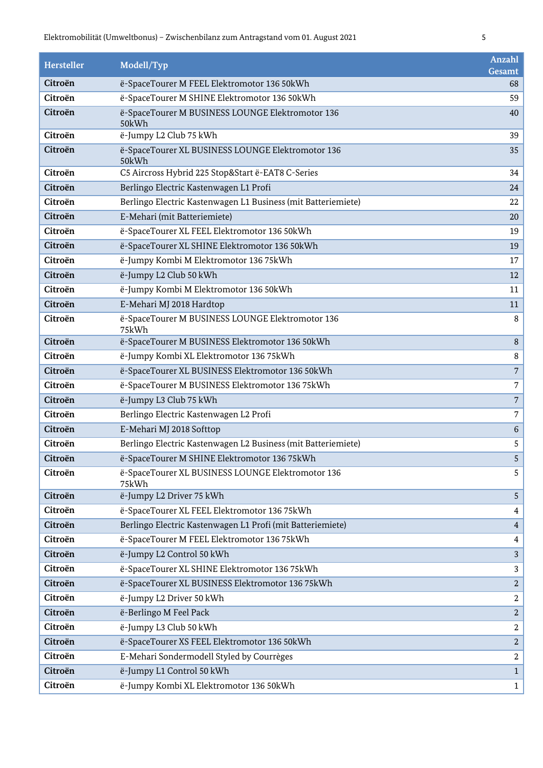| Hersteller | Modell/Typ | Anzahl Gesamt |
|---|---|---|
| **Citroën** | ë-SpaceTourer M FEEL Elektromotor 136 50kWh | 68 |
| **Citroën** | ë-SpaceTourer M SHINE Elektromotor 136 50kWh | 59 |
| **Citroën** | ë-SpaceTourer M BUSINESS LOUNGE Elektromotor 136 50kWh | 40 |
| **Citroën** | ë-Jumpy L2 Club 75 kWh | 39 |
| **Citroën** | ë-SpaceTourer XL BUSINESS LOUNGE Elektromotor 136 50kWh | 35 |
| **Citroën** | C5 Aircross Hybrid 225 Stop&Start ë-EAT8 C-Series | 34 |
| **Citroën** | Berlingo Electric Kastenwagen L1 Profi | 24 |
| **Citroën** | Berlingo Electric Kastenwagen L1 Business (mit Batteriemiete) | 22 |
| **Citroën** | E-Mehari (mit Batteriemiete) | 20 |
| **Citroën** | ë-SpaceTourer XL FEEL Elektromotor 136 50kWh | 19 |
| **Citroën** | ë-SpaceTourer XL SHINE Elektromotor 136 50kWh | 19 |
| **Citroën** | ë-Jumpy Kombi M Elektromotor 136 75kWh | 17 |
| **Citroën** | ë-Jumpy L2 Club 50 kWh | 12 |
| **Citroën** | ë-Jumpy Kombi M Elektromotor 136 50kWh | 11 |
| **Citroën** | E-Mehari MJ 2018 Hardtop | 11 |
| **Citroën** | ë-SpaceTourer M BUSINESS LOUNGE Elektromotor 136 75kWh | 8 |
| **Citroën** | ë-SpaceTourer M BUSINESS Elektromotor 136 50kWh | 8 |
| **Citroën** | ë-Jumpy Kombi XL Elektromotor 136 75kWh | 8 |
| **Citroën** | ë-SpaceTourer XL BUSINESS Elektromotor 136 50kWh | 7 |
| **Citroën** | ë-SpaceTourer M BUSINESS Elektromotor 136 75kWh | 7 |
| **Citroën** | ë-Jumpy L3 Club 75 kWh | 7 |
| **Citroën** | Berlingo Electric Kastenwagen L2 Profi | 7 |
| **Citroën** | E-Mehari MJ 2018 Softtop | 6 |
| **Citroën** | Berlingo Electric Kastenwagen L2 Business (mit Batteriemiete) | 5 |
| **Citroën** | ë-SpaceTourer M SHINE Elektromotor 136 75kWh | 5 |
| **Citroën** | ë-SpaceTourer XL BUSINESS LOUNGE Elektromotor 136 75kWh | 5 |
| **Citroën** | ë-Jumpy L2 Driver 75 kWh | 5 |
| **Citroën** | ë-SpaceTourer XL FEEL Elektromotor 136 75kWh | 4 |
| **Citroën** | Berlingo Electric Kastenwagen L1 Profi (mit Batteriemiete) | 4 |
| **Citroën** | ë-SpaceTourer M FEEL Elektromotor 136 75kWh | 4 |
| **Citroën** | ë-Jumpy L2 Control 50 kWh | 3 |
| **Citroën** | ë-SpaceTourer XL SHINE Elektromotor 136 75kWh | 3 |
| **Citroën** | ë-SpaceTourer XL BUSINESS Elektromotor 136 75kWh | 2 |
| **Citroën** | ë-Jumpy L2 Driver 50 kWh | 2 |
| **Citroën** | ë-Berlingo M Feel Pack | 2 |
| **Citroën** | ë-Jumpy L3 Club 50 kWh | 2 |
| **Citroën** | ë-SpaceTourer XS FEEL Elektromotor 136 50kWh | 2 |
| **Citroën** | E-Mehari Sondermodell Styled by Courrèges | 2 |
| **Citroën** | ë-Jumpy L1 Control 50 kWh | 1 |
| **Citroën** | ë-Jumpy Kombi XL Elektromotor 136 50kWh | 1 |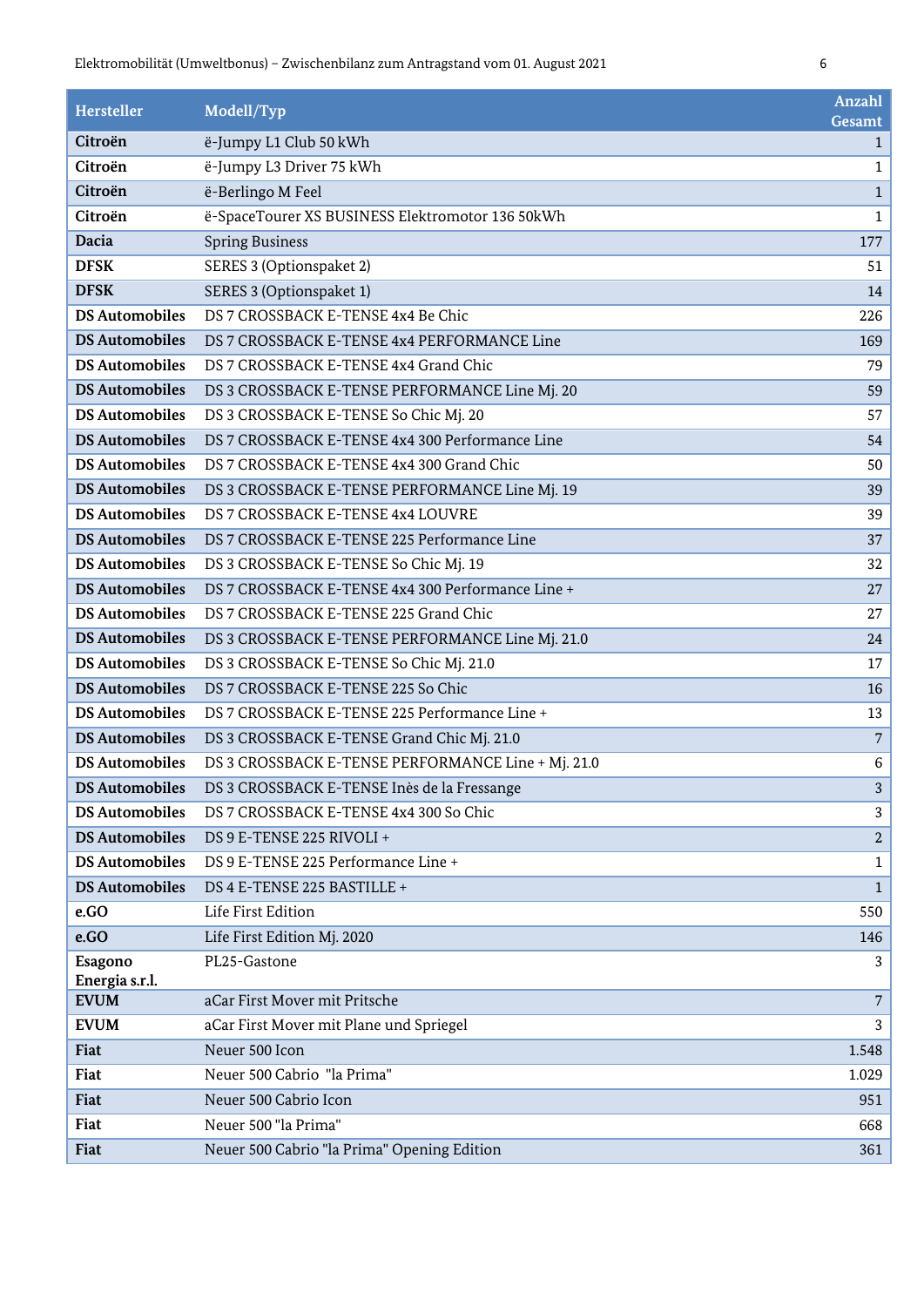| Hersteller | Modell/Typ | Anzahl Gesamt |
|---|---|---|
| **Citroën** | ë-Jumpy L1 Club 50 kWh | 1 |
| **Citroën** | ë-Jumpy L3 Driver 75 kWh | 1 |
| **Citroën** | ë-Berlingo M Feel | 1 |
| **Citroën** | ë-SpaceTourer XS BUSINESS Elektromotor 136 50kWh | 1 |
| **Dacia** | Spring Business | 177 |
| **DFSK** | SERES 3 (Optionspaket 2) | 51 |
| **DFSK** | SERES 3 (Optionspaket 1) | 14 |
| **DS Automobiles** | DS 7 CROSSBACK E-TENSE 4x4 Be Chic | 226 |
| **DS Automobiles** | DS 7 CROSSBACK E-TENSE 4x4 PERFORMANCE Line | 169 |
| **DS Automobiles** | DS 7 CROSSBACK E-TENSE 4x4 Grand Chic | 79 |
| **DS Automobiles** | DS 3 CROSSBACK E-TENSE PERFORMANCE Line Mj. 20 | 59 |
| **DS Automobiles** | DS 3 CROSSBACK E-TENSE So Chic Mj. 20 | 57 |
| **DS Automobiles** | DS 7 CROSSBACK E-TENSE 4x4 300 Performance Line | 54 |
| **DS Automobiles** | DS 7 CROSSBACK E-TENSE 4x4 300 Grand Chic | 50 |
| **DS Automobiles** | DS 3 CROSSBACK E-TENSE PERFORMANCE Line Mj. 19 | 39 |
| **DS Automobiles** | DS 7 CROSSBACK E-TENSE 4x4 LOUVRE | 39 |
| **DS Automobiles** | DS 7 CROSSBACK E-TENSE 225 Performance Line | 37 |
| **DS Automobiles** | DS 3 CROSSBACK E-TENSE So Chic Mj. 19 | 32 |
| **DS Automobiles** | DS 7 CROSSBACK E-TENSE 4x4 300 Performance Line + | 27 |
| **DS Automobiles** | DS 7 CROSSBACK E-TENSE 225 Grand Chic | 27 |
| **DS Automobiles** | DS 3 CROSSBACK E-TENSE PERFORMANCE Line Mj. 21.0 | 24 |
| **DS Automobiles** | DS 3 CROSSBACK E-TENSE So Chic Mj. 21.0 | 17 |
| **DS Automobiles** | DS 7 CROSSBACK E-TENSE 225 So Chic | 16 |
| **DS Automobiles** | DS 7 CROSSBACK E-TENSE 225 Performance Line + | 13 |
| **DS Automobiles** | DS 3 CROSSBACK E-TENSE Grand Chic Mj. 21.0 | 7 |
| **DS Automobiles** | DS 3 CROSSBACK E-TENSE PERFORMANCE Line + Mj. 21.0 | 6 |
| **DS Automobiles** | DS 3 CROSSBACK E-TENSE Inès de la Fressange | 3 |
| **DS Automobiles** | DS 7 CROSSBACK E-TENSE 4x4 300 So Chic | 3 |
| **DS Automobiles** | DS 9 E-TENSE 225 RIVOLI + | 2 |
| **DS Automobiles** | DS 9 E-TENSE 225 Performance Line + | 1 |
| **DS Automobiles** | DS 4 E-TENSE 225 BASTILLE + | 1 |
| **e.GO** | Life First Edition | 550 |
| **e.GO** | Life First Edition Mj. 2020 | 146 |
| **Esagono Energia s.r.l.** | PL25-Gastone | 3 |
| **EVUM** | aCar First Mover mit Pritsche | 7 |
| **EVUM** | aCar First Mover mit Plane und Spriegel | 3 |
| **Fiat** | Neuer 500 Icon | 1.548 |
| **Fiat** | Neuer 500 Cabrio "la Prima" | 1.029 |
| **Fiat** | Neuer 500 Cabrio Icon | 951 |
| **Fiat** | Neuer 500 "la Prima" | 668 |
| **Fiat** | Neuer 500 Cabrio "la Prima" Opening Edition | 361 |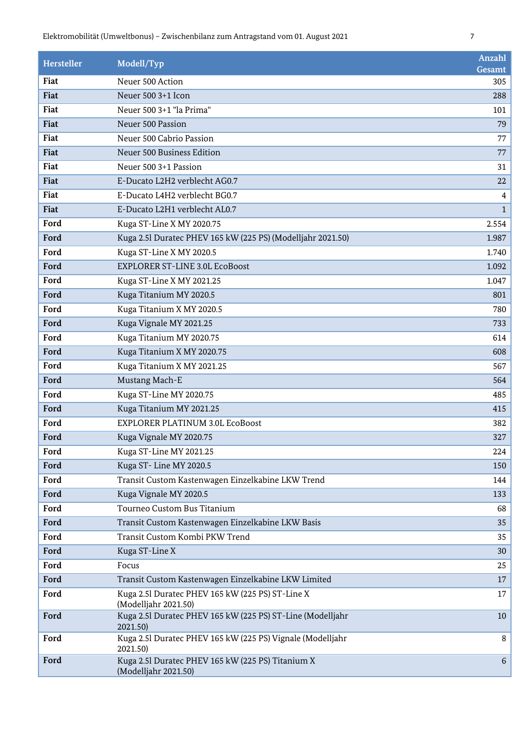| Hersteller | Modell/Typ | Anzahl Gesamt |
|---|---|---|
| Fiat | Neuer 500 Action | 305 |
| Fiat | Neuer 500 3+1 Icon | 288 |
| Fiat | Neuer 500 3+1 "la Prima" | 101 |
| Fiat | Neuer 500 Passion | 79 |
| Fiat | Neuer 500 Cabrio Passion | 77 |
| Fiat | Neuer 500 Business Edition | 77 |
| Fiat | Neuer 500 3+1 Passion | 31 |
| Fiat | E-Ducato L2H2 verblecht AG0.7 | 22 |
| Fiat | E-Ducato L4H2 verblecht BG0.7 | 4 |
| Fiat | E-Ducato L2H1 verblecht AL0.7 | 1 |
| Ford | Kuga ST-Line X MY 2020.75 | 2.554 |
| Ford | Kuga 2.5l Duratec PHEV 165 kW (225 PS) (Modelljahr 2021.50) | 1.987 |
| Ford | Kuga ST-Line X MY 2020.5 | 1.740 |
| Ford | EXPLORER ST-LINE 3.0L EcoBoost | 1.092 |
| Ford | Kuga ST-Line X MY 2021.25 | 1.047 |
| Ford | Kuga Titanium MY 2020.5 | 801 |
| Ford | Kuga Titanium X MY 2020.5 | 780 |
| Ford | Kuga Vignale MY 2021.25 | 733 |
| Ford | Kuga Titanium MY 2020.75 | 614 |
| Ford | Kuga Titanium X MY 2020.75 | 608 |
| Ford | Kuga Titanium X MY 2021.25 | 567 |
| Ford | Mustang Mach-E | 564 |
| Ford | Kuga ST-Line MY 2020.75 | 485 |
| Ford | Kuga Titanium MY 2021.25 | 415 |
| Ford | EXPLORER PLATINUM 3.0L EcoBoost | 382 |
| Ford | Kuga Vignale MY 2020.75 | 327 |
| Ford | Kuga ST-Line MY 2021.25 | 224 |
| Ford | Kuga ST- Line MY 2020.5 | 150 |
| Ford | Transit Custom Kastenwagen Einzelkabine LKW Trend | 144 |
| Ford | Kuga Vignale MY 2020.5 | 133 |
| Ford | Tourneo Custom Bus Titanium | 68 |
| Ford | Transit Custom Kastenwagen Einzelkabine LKW Basis | 35 |
| Ford | Transit Custom Kombi PKW Trend | 35 |
| Ford | Kuga ST-Line X | 30 |
| Ford | Focus | 25 |
| Ford | Transit Custom Kastenwagen Einzelkabine LKW Limited | 17 |
| Ford | Kuga 2.5l Duratec PHEV 165 kW (225 PS) ST-Line X (Modelljahr 2021.50) | 17 |
| Ford | Kuga 2.5l Duratec PHEV 165 kW (225 PS) ST-Line (Modelljahr 2021.50) | 10 |
| Ford | Kuga 2.5l Duratec PHEV 165 kW (225 PS) Vignale (Modelljahr 2021.50) | 8 |
| Ford | Kuga 2.5l Duratec PHEV 165 kW (225 PS) Titanium X (Modelljahr 2021.50) | 6 |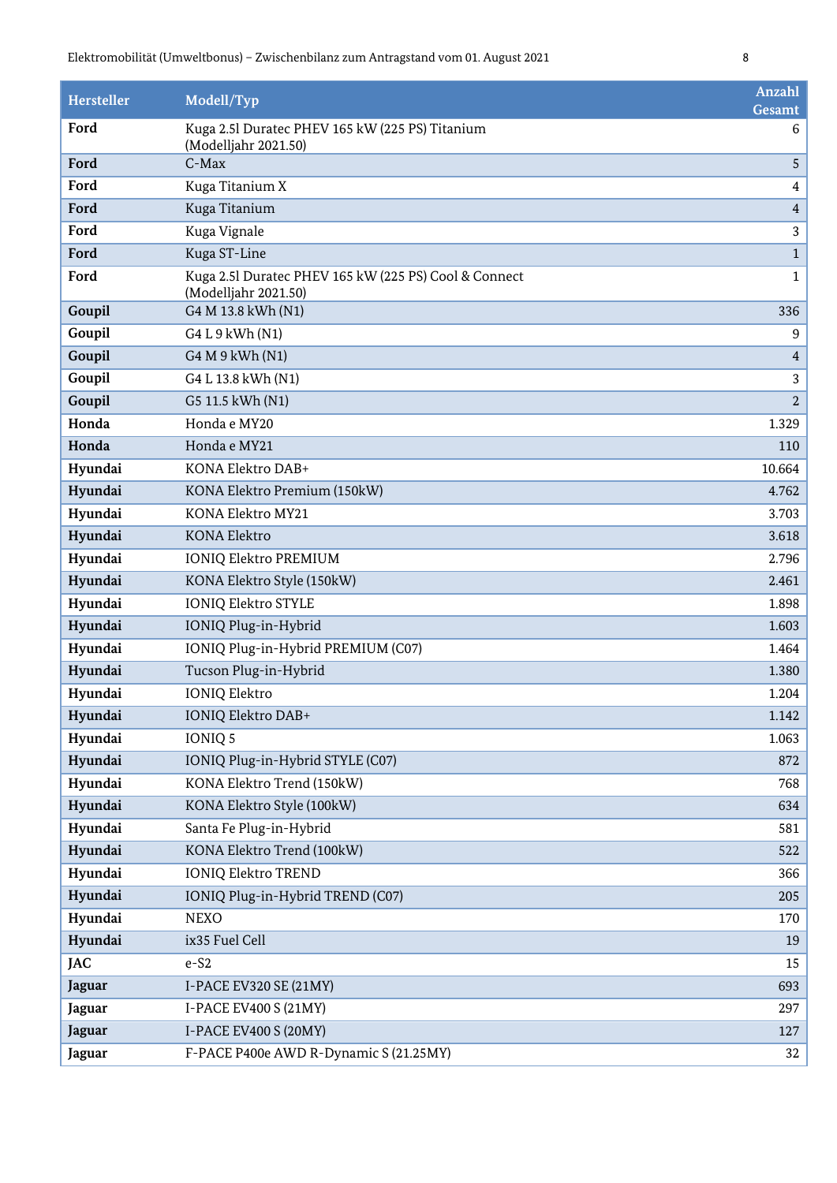| Hersteller | Modell/Typ | Anzahl Gesamt |
|---|---|---|
| **Ford** | Kuga 2.5l Duratec PHEV 165 kW (225 PS) Titanium (Modelljahr 2021.50) | 6 |
| **Ford** | C-Max | 5 |
| **Ford** | Kuga Titanium X | 4 |
| **Ford** | Kuga Titanium | 4 |
| **Ford** | Kuga Vignale | 3 |
| **Ford** | Kuga ST-Line | 1 |
| **Ford** | Kuga 2.5l Duratec PHEV 165 kW (225 PS) Cool & Connect (Modelljahr 2021.50) | 1 |
| **Goupil** | G4 M 13.8 kWh (N1) | 336 |
| **Goupil** | G4 L 9 kWh (N1) | 9 |
| **Goupil** | G4 M 9 kWh (N1) | 4 |
| **Goupil** | G4 L 13.8 kWh (N1) | 3 |
| **Goupil** | G5 11.5 kWh (N1) | 2 |
| **Honda** | Honda e MY20 | 1.329 |
| **Honda** | Honda e MY21 | 110 |
| **Hyundai** | KONA Elektro DAB+ | 10.664 |
| **Hyundai** | KONA Elektro Premium (150kW) | 4.762 |
| **Hyundai** | KONA Elektro MY21 | 3.703 |
| **Hyundai** | KONA Elektro | 3.618 |
| **Hyundai** | IONIQ Elektro PREMIUM | 2.796 |
| **Hyundai** | KONA Elektro Style (150kW) | 2.461 |
| **Hyundai** | IONIQ Elektro STYLE | 1.898 |
| **Hyundai** | IONIQ Plug-in-Hybrid | 1.603 |
| **Hyundai** | IONIQ Plug-in-Hybrid PREMIUM (C07) | 1.464 |
| **Hyundai** | Tucson Plug-in-Hybrid | 1.380 |
| **Hyundai** | IONIQ Elektro | 1.204 |
| **Hyundai** | IONIQ Elektro DAB+ | 1.142 |
| **Hyundai** | IONIQ 5 | 1.063 |
| **Hyundai** | IONIQ Plug-in-Hybrid STYLE (C07) | 872 |
| **Hyundai** | KONA Elektro Trend (150kW) | 768 |
| **Hyundai** | KONA Elektro Style (100kW) | 634 |
| **Hyundai** | Santa Fe Plug-in-Hybrid | 581 |
| **Hyundai** | KONA Elektro Trend (100kW) | 522 |
| **Hyundai** | IONIQ Elektro TREND | 366 |
| **Hyundai** | IONIQ Plug-in-Hybrid TREND (C07) | 205 |
| **Hyundai** | NEXO | 170 |
| **Hyundai** | ix35 Fuel Cell | 19 |
| **JAC** | e-S2 | 15 |
| **Jaguar** | I-PACE EV320 SE (21MY) | 693 |
| **Jaguar** | I-PACE EV400 S (21MY) | 297 |
| **Jaguar** | I-PACE EV400 S (20MY) | 127 |
| **Jaguar** | F-PACE P400e AWD R-Dynamic S (21.25MY) | 32 |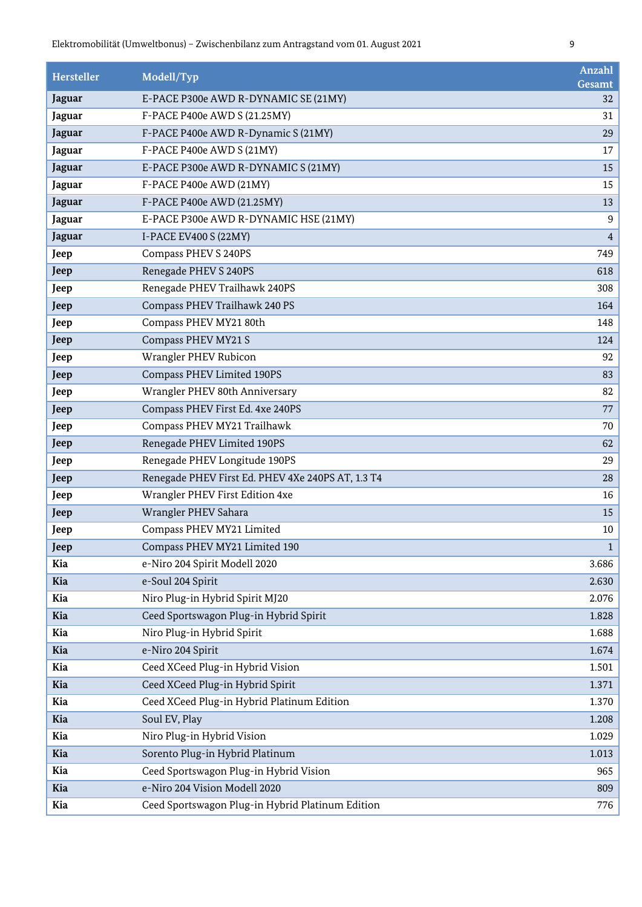| Hersteller | Modell/Typ | Anzahl Gesamt |
|---|---|---|
| **Jaguar** | E-PACE P300e AWD R-DYNAMIC SE (21MY) | 32 |
| **Jaguar** | F-PACE P400e AWD S (21.25MY) | 31 |
| **Jaguar** | F-PACE P400e AWD R-Dynamic S (21MY) | 29 |
| **Jaguar** | F-PACE P400e AWD S (21MY) | 17 |
| **Jaguar** | E-PACE P300e AWD R-DYNAMIC S (21MY) | 15 |
| **Jaguar** | F-PACE P400e AWD (21MY) | 15 |
| **Jaguar** | F-PACE P400e AWD (21.25MY) | 13 |
| **Jaguar** | E-PACE P300e AWD R-DYNAMIC HSE (21MY) | 9 |
| **Jaguar** | I-PACE EV400 S (22MY) | 4 |
| **Jeep** | Compass PHEV S 240PS | 749 |
| **Jeep** | Renegade PHEV S 240PS | 618 |
| **Jeep** | Renegade PHEV Trailhawk 240PS | 308 |
| **Jeep** | Compass PHEV Trailhawk 240 PS | 164 |
| **Jeep** | Compass PHEV MY21 80th | 148 |
| **Jeep** | Compass PHEV MY21 S | 124 |
| **Jeep** | Wrangler PHEV Rubicon | 92 |
| **Jeep** | Compass PHEV Limited 190PS | 83 |
| **Jeep** | Wrangler PHEV 80th Anniversary | 82 |
| **Jeep** | Compass PHEV First Ed. 4xe 240PS | 77 |
| **Jeep** | Compass PHEV MY21 Trailhawk | 70 |
| **Jeep** | Renegade PHEV Limited 190PS | 62 |
| **Jeep** | Renegade PHEV Longitude 190PS | 29 |
| **Jeep** | Renegade PHEV First Ed. PHEV 4Xe 240PS AT, 1.3 T4 | 28 |
| **Jeep** | Wrangler PHEV First Edition 4xe | 16 |
| **Jeep** | Wrangler PHEV Sahara | 15 |
| **Jeep** | Compass PHEV MY21 Limited | 10 |
| **Jeep** | Compass PHEV MY21 Limited 190 | 1 |
| **Kia** | e-Niro 204 Spirit Modell 2020 | 3.686 |
| **Kia** | e-Soul 204 Spirit | 2.630 |
| **Kia** | Niro Plug-in Hybrid Spirit MJ20 | 2.076 |
| **Kia** | Ceed Sportswagon Plug-in Hybrid Spirit | 1.828 |
| **Kia** | Niro Plug-in Hybrid Spirit | 1.688 |
| **Kia** | e-Niro 204 Spirit | 1.674 |
| **Kia** | Ceed XCeed Plug-in Hybrid Vision | 1.501 |
| **Kia** | Ceed XCeed Plug-in Hybrid Spirit | 1.371 |
| **Kia** | Ceed XCeed Plug-in Hybrid Platinum Edition | 1.370 |
| **Kia** | Soul EV, Play | 1.208 |
| **Kia** | Niro Plug-in Hybrid Vision | 1.029 |
| **Kia** | Sorento Plug-in Hybrid Platinum | 1.013 |
| **Kia** | Ceed Sportswagon Plug-in Hybrid Vision | 965 |
| **Kia** | e-Niro 204 Vision Modell 2020 | 809 |
| **Kia** | Ceed Sportswagon Plug-in Hybrid Platinum Edition | 776 |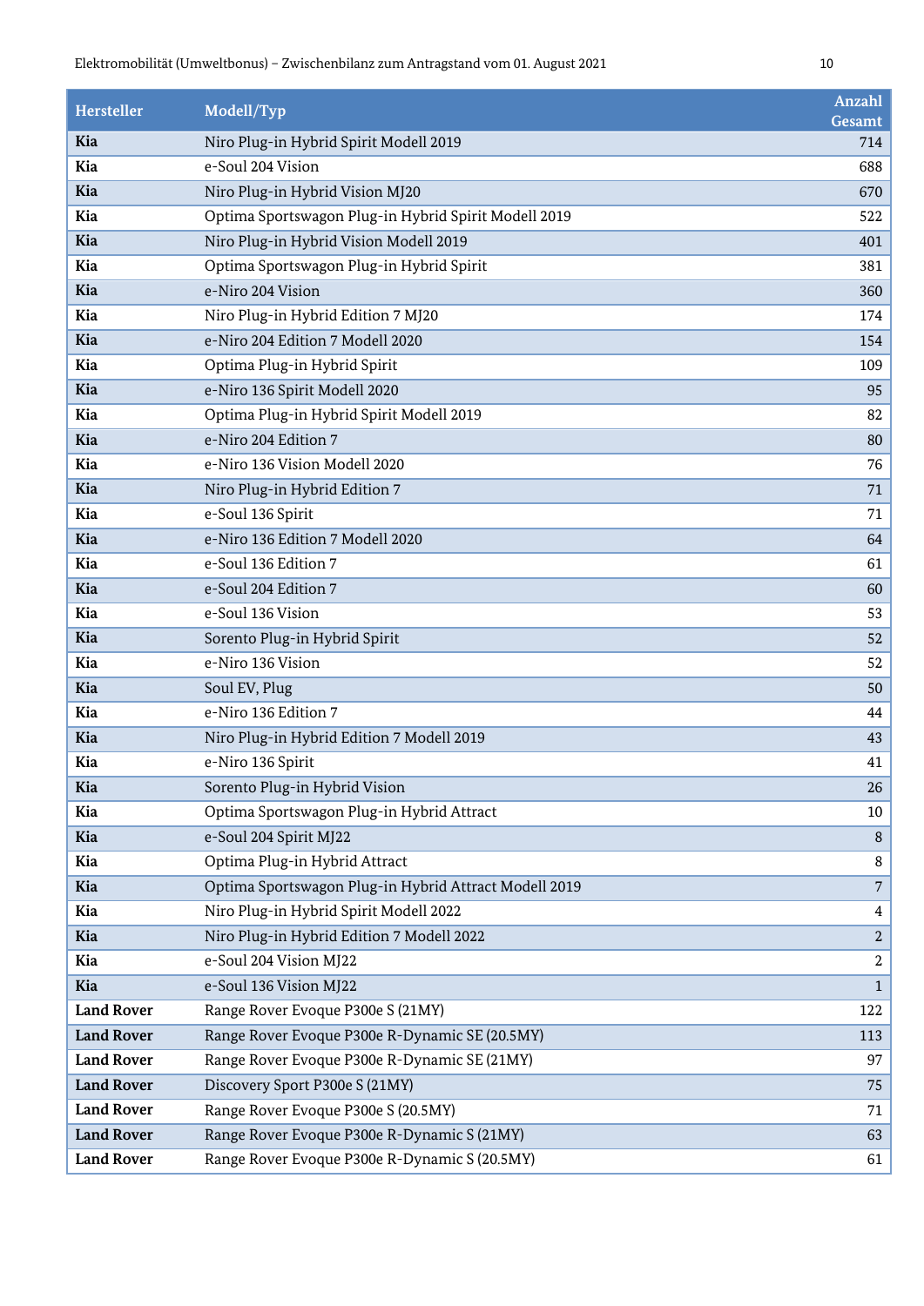| Hersteller | Modell/Typ | Anzahl Gesamt |
|---|---|---|
| **Kia** | Niro Plug-in Hybrid Spirit Modell 2019 | 714 |
| **Kia** | e-Soul 204 Vision | 688 |
| **Kia** | Niro Plug-in Hybrid Vision MJ20 | 670 |
| **Kia** | Optima Sportswagon Plug-in Hybrid Spirit Modell 2019 | 522 |
| **Kia** | Niro Plug-in Hybrid Vision Modell 2019 | 401 |
| **Kia** | Optima Sportswagon Plug-in Hybrid Spirit | 381 |
| **Kia** | e-Niro 204 Vision | 360 |
| **Kia** | Niro Plug-in Hybrid Edition 7 MJ20 | 174 |
| **Kia** | e-Niro 204 Edition 7 Modell 2020 | 154 |
| **Kia** | Optima Plug-in Hybrid Spirit | 109 |
| **Kia** | e-Niro 136 Spirit Modell 2020 | 95 |
| **Kia** | Optima Plug-in Hybrid Spirit Modell 2019 | 82 |
| **Kia** | e-Niro 204 Edition 7 | 80 |
| **Kia** | e-Niro 136 Vision Modell 2020 | 76 |
| **Kia** | Niro Plug-in Hybrid Edition 7 | 71 |
| **Kia** | e-Soul 136 Spirit | 71 |
| **Kia** | e-Niro 136 Edition 7 Modell 2020 | 64 |
| **Kia** | e-Soul 136 Edition 7 | 61 |
| **Kia** | e-Soul 204 Edition 7 | 60 |
| **Kia** | e-Soul 136 Vision | 53 |
| **Kia** | Sorento Plug-in Hybrid Spirit | 52 |
| **Kia** | e-Niro 136 Vision | 52 |
| **Kia** | Soul EV, Plug | 50 |
| **Kia** | e-Niro 136 Edition 7 | 44 |
| **Kia** | Niro Plug-in Hybrid Edition 7 Modell 2019 | 43 |
| **Kia** | e-Niro 136 Spirit | 41 |
| **Kia** | Sorento Plug-in Hybrid Vision | 26 |
| **Kia** | Optima Sportswagon Plug-in Hybrid Attract | 10 |
| **Kia** | e-Soul 204 Spirit MJ22 | 8 |
| **Kia** | Optima Plug-in Hybrid Attract | 8 |
| **Kia** | Optima Sportswagon Plug-in Hybrid Attract Modell 2019 | 7 |
| **Kia** | Niro Plug-in Hybrid Spirit Modell 2022 | 4 |
| **Kia** | Niro Plug-in Hybrid Edition 7 Modell 2022 | 2 |
| **Kia** | e-Soul 204 Vision MJ22 | 2 |
| **Kia** | e-Soul 136 Vision MJ22 | 1 |
| **Land Rover** | Range Rover Evoque P300e S (21MY) | 122 |
| **Land Rover** | Range Rover Evoque P300e R-Dynamic SE (20.5MY) | 113 |
| **Land Rover** | Range Rover Evoque P300e R-Dynamic SE (21MY) | 97 |
| **Land Rover** | Discovery Sport P300e S (21MY) | 75 |
| **Land Rover** | Range Rover Evoque P300e S (20.5MY) | 71 |
| **Land Rover** | Range Rover Evoque P300e R-Dynamic S (21MY) | 63 |
| **Land Rover** | Range Rover Evoque P300e R-Dynamic S (20.5MY) | 61 |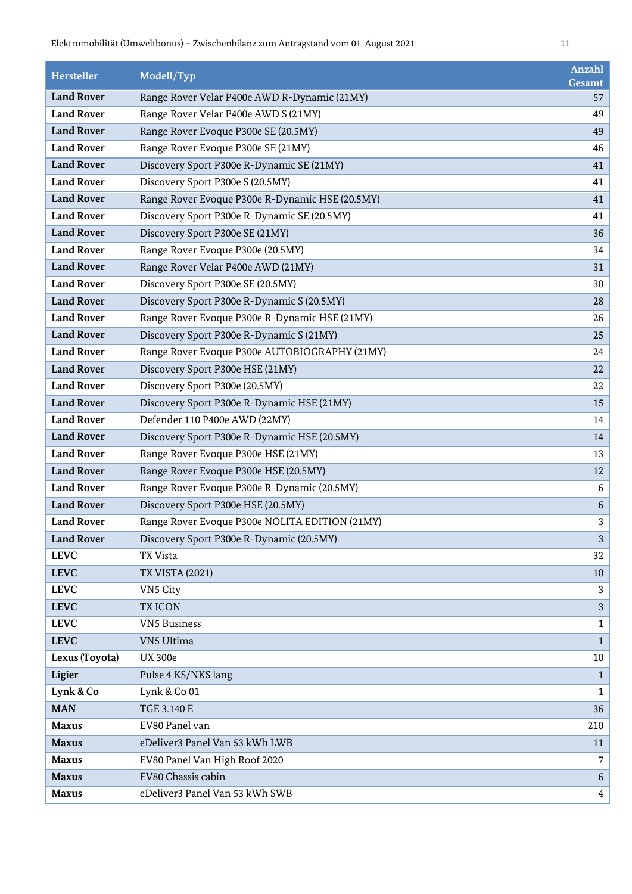| Hersteller | Modell/Typ | Anzahl Gesamt |
|---|---|---|
| **Land Rover** | Range Rover Velar P400e AWD R-Dynamic (21MY) | 57 |
| **Land Rover** | Range Rover Velar P400e AWD S (21MY) | 49 |
| **Land Rover** | Range Rover Evoque P300e SE (20.5MY) | 49 |
| **Land Rover** | Range Rover Evoque P300e SE (21MY) | 46 |
| **Land Rover** | Discovery Sport P300e R-Dynamic SE (21MY) | 41 |
| **Land Rover** | Discovery Sport P300e S (20.5MY) | 41 |
| **Land Rover** | Range Rover Evoque P300e R-Dynamic HSE (20.5MY) | 41 |
| **Land Rover** | Discovery Sport P300e R-Dynamic SE (20.5MY) | 41 |
| **Land Rover** | Discovery Sport P300e SE (21MY) | 36 |
| **Land Rover** | Range Rover Evoque P300e (20.5MY) | 34 |
| **Land Rover** | Range Rover Velar P400e AWD (21MY) | 31 |
| **Land Rover** | Discovery Sport P300e SE (20.5MY) | 30 |
| **Land Rover** | Discovery Sport P300e R-Dynamic S (20.5MY) | 28 |
| **Land Rover** | Range Rover Evoque P300e R-Dynamic HSE (21MY) | 26 |
| **Land Rover** | Discovery Sport P300e R-Dynamic S (21MY) | 25 |
| **Land Rover** | Range Rover Evoque P300e AUTOBIOGRAPHY (21MY) | 24 |
| **Land Rover** | Discovery Sport P300e HSE (21MY) | 22 |
| **Land Rover** | Discovery Sport P300e (20.5MY) | 22 |
| **Land Rover** | Discovery Sport P300e R-Dynamic HSE (21MY) | 15 |
| **Land Rover** | Defender 110 P400e AWD (22MY) | 14 |
| **Land Rover** | Discovery Sport P300e R-Dynamic HSE (20.5MY) | 14 |
| **Land Rover** | Range Rover Evoque P300e HSE (21MY) | 13 |
| **Land Rover** | Range Rover Evoque P300e HSE (20.5MY) | 12 |
| **Land Rover** | Range Rover Evoque P300e R-Dynamic (20.5MY) | 6 |
| **Land Rover** | Discovery Sport P300e HSE (20.5MY) | 6 |
| **Land Rover** | Range Rover Evoque P300e NOLITA EDITION (21MY) | 3 |
| **Land Rover** | Discovery Sport P300e R-Dynamic (20.5MY) | 3 |
| **LEVC** | TX Vista | 32 |
| **LEVC** | TX VISTA (2021) | 10 |
| **LEVC** | VN5 City | 3 |
| **LEVC** | TX ICON | 3 |
| **LEVC** | VN5 Business | 1 |
| **LEVC** | VN5 Ultima | 1 |
| **Lexus (Toyota)** | UX 300e | 10 |
| **Ligier** | Pulse 4 KS/NKS lang | 1 |
| **Lynk & Co** | Lynk & Co 01 | 1 |
| **MAN** | TGE 3.140 E | 36 |
| **Maxus** | EV80 Panel van | 210 |
| **Maxus** | eDeliver3 Panel Van 53 kWh LWB | 11 |
| **Maxus** | EV80 Panel Van High Roof 2020 | 7 |
| **Maxus** | EV80 Chassis cabin | 6 |
| **Maxus** | eDeliver3 Panel Van 53 kWh SWB | 4 |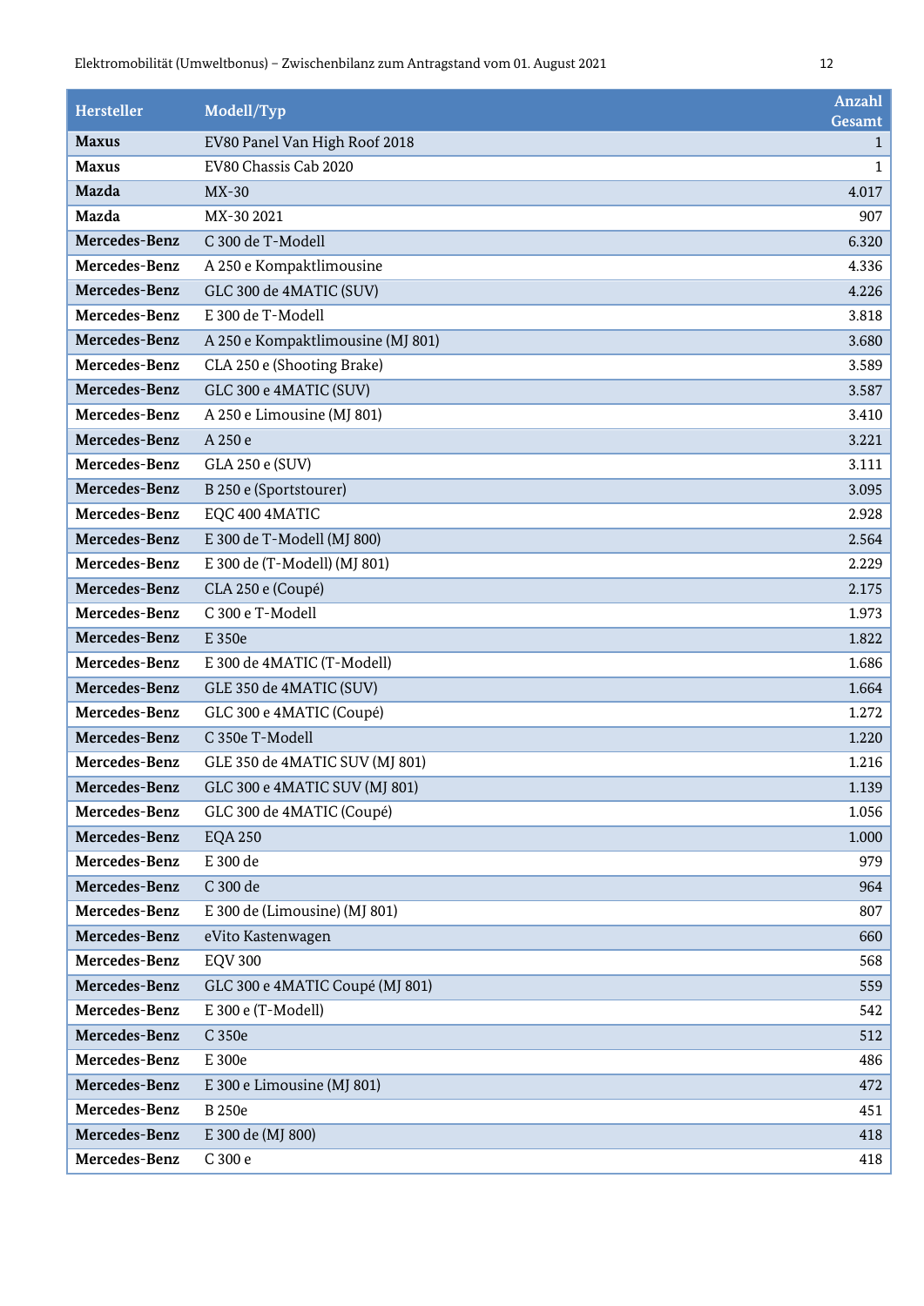| Hersteller | Modell/Typ | Anzahl Gesamt |
|---|---|---|
| **Maxus** | EV80 Panel Van High Roof 2018 | 1 |
| **Maxus** | EV80 Chassis Cab 2020 | 1 |
| **Mazda** | MX-30 | 4.017 |
| **Mazda** | MX-30 2021 | 907 |
| **Mercedes-Benz** | C 300 de T-Modell | 6.320 |
| **Mercedes-Benz** | A 250 e Kompaktlimousine | 4.336 |
| **Mercedes-Benz** | GLC 300 de 4MATIC (SUV) | 4.226 |
| **Mercedes-Benz** | E 300 de T-Modell | 3.818 |
| **Mercedes-Benz** | A 250 e Kompaktlimousine (MJ 801) | 3.680 |
| **Mercedes-Benz** | CLA 250 e (Shooting Brake) | 3.589 |
| **Mercedes-Benz** | GLC 300 e 4MATIC (SUV) | 3.587 |
| **Mercedes-Benz** | A 250 e Limousine (MJ 801) | 3.410 |
| **Mercedes-Benz** | A 250 e | 3.221 |
| **Mercedes-Benz** | GLA 250 e (SUV) | 3.111 |
| **Mercedes-Benz** | B 250 e (Sportstourer) | 3.095 |
| **Mercedes-Benz** | EQC 400 4MATIC | 2.928 |
| **Mercedes-Benz** | E 300 de T-Modell (MJ 800) | 2.564 |
| **Mercedes-Benz** | E 300 de (T-Modell) (MJ 801) | 2.229 |
| **Mercedes-Benz** | CLA 250 e (Coupé) | 2.175 |
| **Mercedes-Benz** | C 300 e T-Modell | 1.973 |
| **Mercedes-Benz** | E 350e | 1.822 |
| **Mercedes-Benz** | E 300 de 4MATIC (T-Modell) | 1.686 |
| **Mercedes-Benz** | GLE 350 de 4MATIC (SUV) | 1.664 |
| **Mercedes-Benz** | GLC 300 e 4MATIC (Coupé) | 1.272 |
| **Mercedes-Benz** | C 350e T-Modell | 1.220 |
| **Mercedes-Benz** | GLE 350 de 4MATIC SUV (MJ 801) | 1.216 |
| **Mercedes-Benz** | GLC 300 e 4MATIC SUV (MJ 801) | 1.139 |
| **Mercedes-Benz** | GLC 300 de 4MATIC (Coupé) | 1.056 |
| **Mercedes-Benz** | EQA 250 | 1.000 |
| **Mercedes-Benz** | E 300 de | 979 |
| **Mercedes-Benz** | C 300 de | 964 |
| **Mercedes-Benz** | E 300 de (Limousine) (MJ 801) | 807 |
| **Mercedes-Benz** | eVito Kastenwagen | 660 |
| **Mercedes-Benz** | EQV 300 | 568 |
| **Mercedes-Benz** | GLC 300 e 4MATIC Coupé (MJ 801) | 559 |
| **Mercedes-Benz** | E 300 e (T-Modell) | 542 |
| **Mercedes-Benz** | C 350e | 512 |
| **Mercedes-Benz** | E 300e | 486 |
| **Mercedes-Benz** | E 300 e Limousine (MJ 801) | 472 |
| **Mercedes-Benz** | B 250e | 451 |
| **Mercedes-Benz** | E 300 de (MJ 800) | 418 |
| **Mercedes-Benz** | C 300 e | 418 |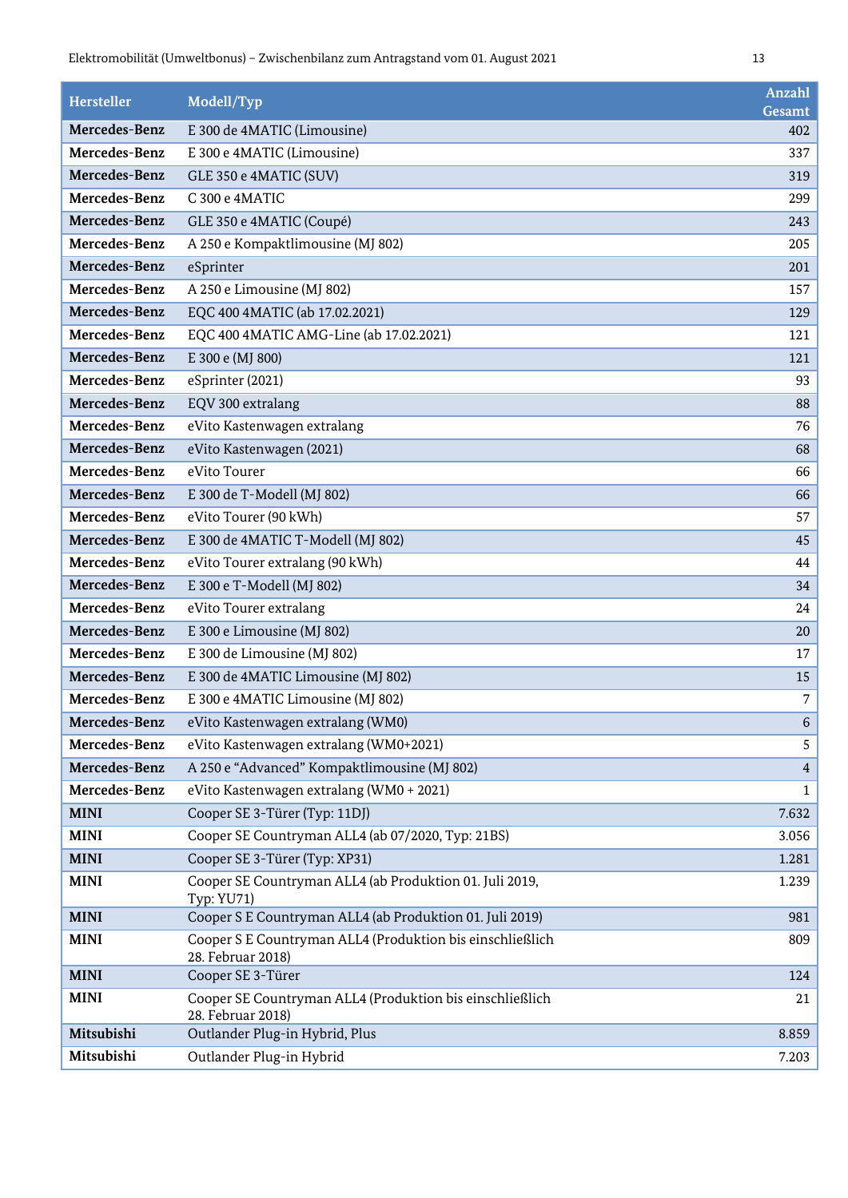| Hersteller | Modell/Typ | Anzahl Gesamt |
|---|---|---|
| **Mercedes-Benz** | E 300 de 4MATIC (Limousine) | 402 |
| **Mercedes-Benz** | E 300 e 4MATIC (Limousine) | 337 |
| **Mercedes-Benz** | GLE 350 e 4MATIC (SUV) | 319 |
| **Mercedes-Benz** | C 300 e 4MATIC | 299 |
| **Mercedes-Benz** | GLE 350 e 4MATIC (Coupé) | 243 |
| **Mercedes-Benz** | A 250 e Kompaktlimousine (MJ 802) | 205 |
| **Mercedes-Benz** | eSprinter | 201 |
| **Mercedes-Benz** | A 250 e Limousine (MJ 802) | 157 |
| **Mercedes-Benz** | EQC 400 4MATIC (ab 17.02.2021) | 129 |
| **Mercedes-Benz** | EQC 400 4MATIC AMG-Line (ab 17.02.2021) | 121 |
| **Mercedes-Benz** | E 300 e (MJ 800) | 121 |
| **Mercedes-Benz** | eSprinter (2021) | 93 |
| **Mercedes-Benz** | EQV 300 extralang | 88 |
| **Mercedes-Benz** | eVito Kastenwagen extralang | 76 |
| **Mercedes-Benz** | eVito Kastenwagen (2021) | 68 |
| **Mercedes-Benz** | eVito Tourer | 66 |
| **Mercedes-Benz** | E 300 de T-Modell (MJ 802) | 66 |
| **Mercedes-Benz** | eVito Tourer (90 kWh) | 57 |
| **Mercedes-Benz** | E 300 de 4MATIC T-Modell (MJ 802) | 45 |
| **Mercedes-Benz** | eVito Tourer extralang (90 kWh) | 44 |
| **Mercedes-Benz** | E 300 e T-Modell (MJ 802) | 34 |
| **Mercedes-Benz** | eVito Tourer extralang | 24 |
| **Mercedes-Benz** | E 300 e Limousine (MJ 802) | 20 |
| **Mercedes-Benz** | E 300 de Limousine (MJ 802) | 17 |
| **Mercedes-Benz** | E 300 de 4MATIC Limousine (MJ 802) | 15 |
| **Mercedes-Benz** | E 300 e 4MATIC Limousine (MJ 802) | 7 |
| **Mercedes-Benz** | eVito Kastenwagen extralang (WM0) | 6 |
| **Mercedes-Benz** | eVito Kastenwagen extralang (WM0+2021) | 5 |
| **Mercedes-Benz** | A 250 e "Advanced" Kompaktlimousine (MJ 802) | 4 |
| **Mercedes-Benz** | eVito Kastenwagen extralang (WM0 + 2021) | 1 |
| **MINI** | Cooper SE 3-Türer (Typ: 11DJ) | 7.632 |
| **MINI** | Cooper SE Countryman ALL4 (ab 07/2020, Typ: 21BS) | 3.056 |
| **MINI** | Cooper SE 3-Türer (Typ: XP31) | 1.281 |
| **MINI** | Cooper SE Countryman ALL4 (ab Produktion 01. Juli 2019, Typ: YU71) | 1.239 |
| **MINI** | Cooper S E Countryman ALL4 (ab Produktion 01. Juli 2019) | 981 |
| **MINI** | Cooper S E Countryman ALL4 (Produktion bis einschließlich 28. Februar 2018) | 809 |
| **MINI** | Cooper SE 3-Türer | 124 |
| **MINI** | Cooper SE Countryman ALL4 (Produktion bis einschließlich 28. Februar 2018) | 21 |
| **Mitsubishi** | Outlander Plug-in Hybrid, Plus | 8.859 |
| **Mitsubishi** | Outlander Plug-in Hybrid | 7.203 |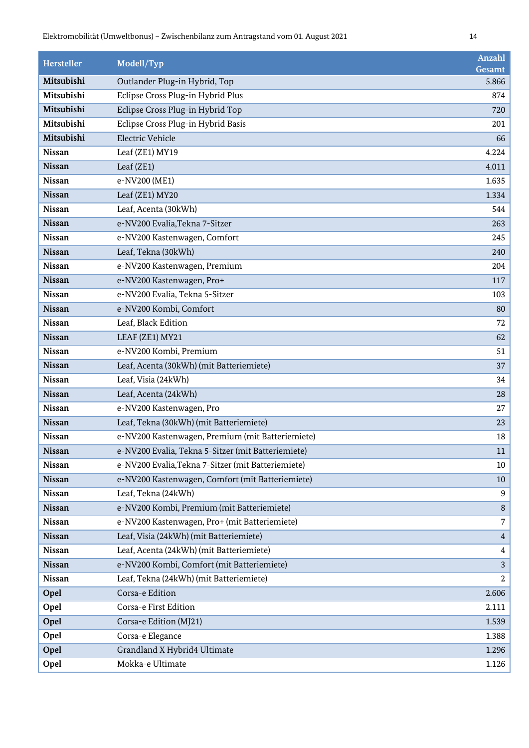| Hersteller | Modell/Typ | Anzahl Gesamt |
|---|---|---|
| **Mitsubishi** | Outlander Plug-in Hybrid, Top | 5.866 |
| **Mitsubishi** | Eclipse Cross Plug-in Hybrid Plus | 874 |
| **Mitsubishi** | Eclipse Cross Plug-in Hybrid Top | 720 |
| **Mitsubishi** | Eclipse Cross Plug-in Hybrid Basis | 201 |
| **Mitsubishi** | Electric Vehicle | 66 |
| **Nissan** | Leaf (ZE1) MY19 | 4.224 |
| **Nissan** | Leaf (ZE1) | 4.011 |
| **Nissan** | e-NV200 (ME1) | 1.635 |
| **Nissan** | Leaf (ZE1) MY20 | 1.334 |
| **Nissan** | Leaf, Acenta (30kWh) | 544 |
| **Nissan** | e-NV200 Evalia,Tekna 7-Sitzer | 263 |
| **Nissan** | e-NV200 Kastenwagen, Comfort | 245 |
| **Nissan** | Leaf, Tekna (30kWh) | 240 |
| **Nissan** | e-NV200 Kastenwagen, Premium | 204 |
| **Nissan** | e-NV200 Kastenwagen, Pro+ | 117 |
| **Nissan** | e-NV200 Evalia, Tekna 5-Sitzer | 103 |
| **Nissan** | e-NV200 Kombi, Comfort | 80 |
| **Nissan** | Leaf, Black Edition | 72 |
| **Nissan** | LEAF (ZE1) MY21 | 62 |
| **Nissan** | e-NV200 Kombi, Premium | 51 |
| **Nissan** | Leaf, Acenta (30kWh) (mit Batteriemiete) | 37 |
| **Nissan** | Leaf, Visia (24kWh) | 34 |
| **Nissan** | Leaf, Acenta (24kWh) | 28 |
| **Nissan** | e-NV200 Kastenwagen, Pro | 27 |
| **Nissan** | Leaf, Tekna (30kWh) (mit Batteriemiete) | 23 |
| **Nissan** | e-NV200 Kastenwagen, Premium (mit Batteriemiete) | 18 |
| **Nissan** | e-NV200 Evalia, Tekna 5-Sitzer (mit Batteriemiete) | 11 |
| **Nissan** | e-NV200 Evalia,Tekna 7-Sitzer (mit Batteriemiete) | 10 |
| **Nissan** | e-NV200 Kastenwagen, Comfort (mit Batteriemiete) | 10 |
| **Nissan** | Leaf, Tekna (24kWh) | 9 |
| **Nissan** | e-NV200 Kombi, Premium (mit Batteriemiete) | 8 |
| **Nissan** | e-NV200 Kastenwagen, Pro+ (mit Batteriemiete) | 7 |
| **Nissan** | Leaf, Visia (24kWh) (mit Batteriemiete) | 4 |
| **Nissan** | Leaf, Acenta (24kWh) (mit Batteriemiete) | 4 |
| **Nissan** | e-NV200 Kombi, Comfort (mit Batteriemiete) | 3 |
| **Nissan** | Leaf, Tekna (24kWh) (mit Batteriemiete) | 2 |
| **Opel** | Corsa-e Edition | 2.606 |
| **Opel** | Corsa-e First Edition | 2.111 |
| **Opel** | Corsa-e Edition (MJ21) | 1.539 |
| **Opel** | Corsa-e Elegance | 1.388 |
| **Opel** | Grandland X Hybrid4 Ultimate | 1.296 |
| **Opel** | Mokka-e Ultimate | 1.126 |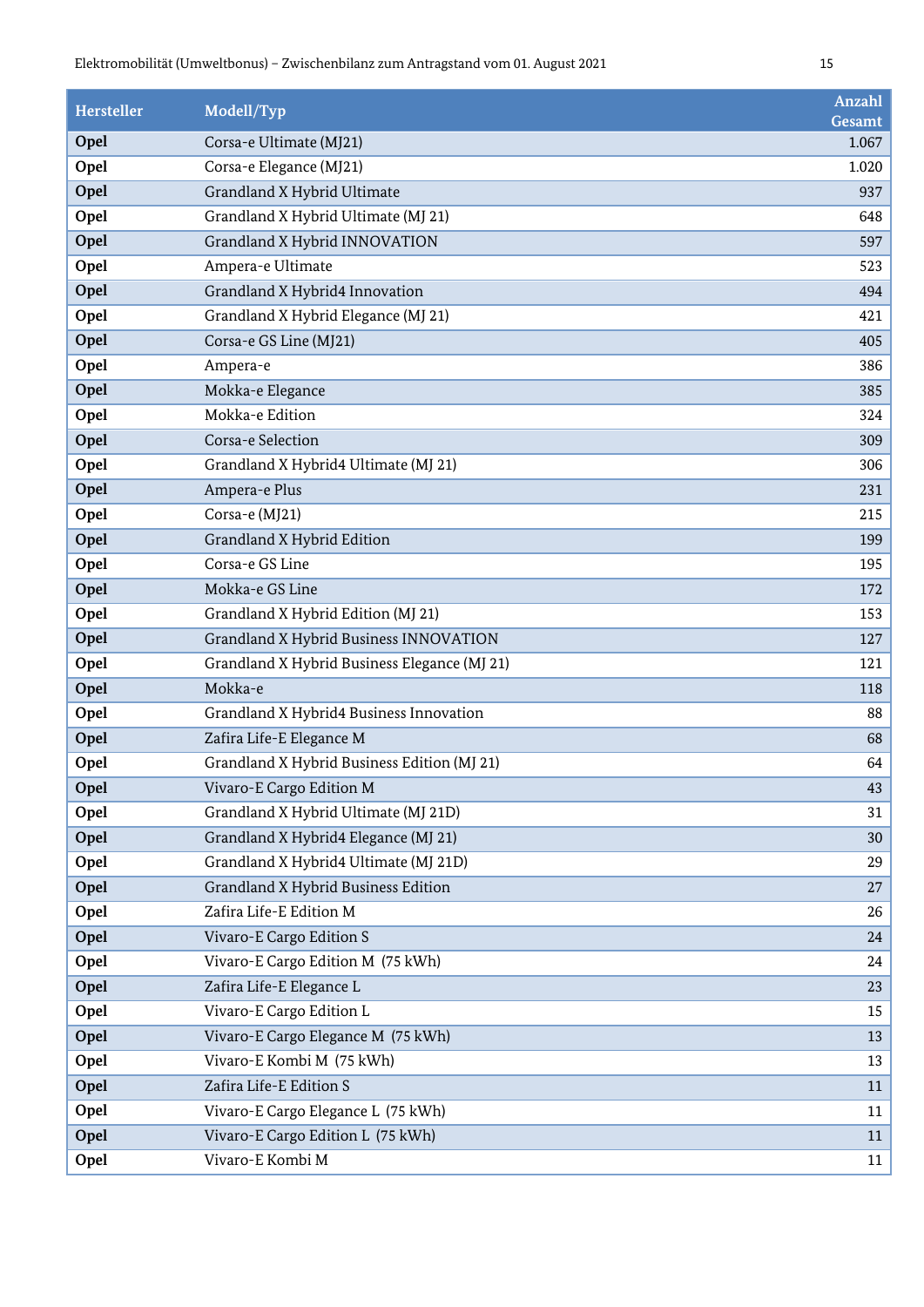| Hersteller | Modell/Typ | Anzahl Gesamt |
|---|---|---|
| **Opel** | Corsa-e Ultimate (MJ21) | 1.067 |
| **Opel** | Corsa-e Elegance (MJ21) | 1.020 |
| **Opel** | Grandland X Hybrid Ultimate | 937 |
| **Opel** | Grandland X Hybrid Ultimate (MJ 21) | 648 |
| **Opel** | Grandland X Hybrid INNOVATION | 597 |
| **Opel** | Ampera-e Ultimate | 523 |
| **Opel** | Grandland X Hybrid4 Innovation | 494 |
| **Opel** | Grandland X Hybrid Elegance (MJ 21) | 421 |
| **Opel** | Corsa-e GS Line (MJ21) | 405 |
| **Opel** | Ampera-e | 386 |
| **Opel** | Mokka-e Elegance | 385 |
| **Opel** | Mokka-e Edition | 324 |
| **Opel** | Corsa-e Selection | 309 |
| **Opel** | Grandland X Hybrid4 Ultimate (MJ 21) | 306 |
| **Opel** | Ampera-e Plus | 231 |
| **Opel** | Corsa-e (MJ21) | 215 |
| **Opel** | Grandland X Hybrid Edition | 199 |
| **Opel** | Corsa-e GS Line | 195 |
| **Opel** | Mokka-e GS Line | 172 |
| **Opel** | Grandland X Hybrid Edition (MJ 21) | 153 |
| **Opel** | Grandland X Hybrid Business INNOVATION | 127 |
| **Opel** | Grandland X Hybrid Business Elegance (MJ 21) | 121 |
| **Opel** | Mokka-e | 118 |
| **Opel** | Grandland X Hybrid4 Business Innovation | 88 |
| **Opel** | Zafira Life-E Elegance M | 68 |
| **Opel** | Grandland X Hybrid Business Edition (MJ 21) | 64 |
| **Opel** | Vivaro-E Cargo Edition M | 43 |
| **Opel** | Grandland X Hybrid Ultimate (MJ 21D) | 31 |
| **Opel** | Grandland X Hybrid4 Elegance (MJ 21) | 30 |
| **Opel** | Grandland X Hybrid4 Ultimate (MJ 21D) | 29 |
| **Opel** | Grandland X Hybrid Business Edition | 27 |
| **Opel** | Zafira Life-E Edition M | 26 |
| **Opel** | Vivaro-E Cargo Edition S | 24 |
| **Opel** | Vivaro-E Cargo Edition M (75 kWh) | 24 |
| **Opel** | Zafira Life-E Elegance L | 23 |
| **Opel** | Vivaro-E Cargo Edition L | 15 |
| **Opel** | Vivaro-E Cargo Elegance M (75 kWh) | 13 |
| **Opel** | Vivaro-E Kombi M (75 kWh) | 13 |
| **Opel** | Zafira Life-E Edition S | 11 |
| **Opel** | Vivaro-E Cargo Elegance L (75 kWh) | 11 |
| **Opel** | Vivaro-E Cargo Edition L (75 kWh) | 11 |
| **Opel** | Vivaro-E Kombi M | 11 |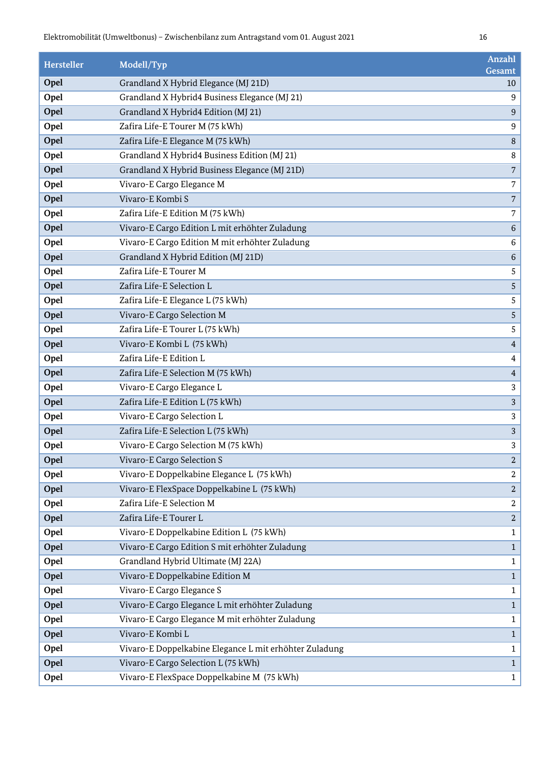| Hersteller | Modell/Typ | Anzahl Gesamt |
|---|---|---|
| Opel | Grandland X Hybrid Elegance (MJ 21D) | 10 |
| Opel | Grandland X Hybrid4 Business Elegance (MJ 21) | 9 |
| Opel | Grandland X Hybrid4 Edition (MJ 21) | 9 |
| Opel | Zafira Life-E Tourer M (75 kWh) | 9 |
| Opel | Zafira Life-E Elegance M (75 kWh) | 8 |
| Opel | Grandland X Hybrid4 Business Edition (MJ 21) | 8 |
| Opel | Grandland X Hybrid Business Elegance (MJ 21D) | 7 |
| Opel | Vivaro-E Cargo Elegance M | 7 |
| Opel | Vivaro-E Kombi S | 7 |
| Opel | Zafira Life-E Edition M (75 kWh) | 7 |
| Opel | Vivaro-E Cargo Edition L mit erhöhter Zuladung | 6 |
| Opel | Vivaro-E Cargo Edition M mit erhöhter Zuladung | 6 |
| Opel | Grandland X Hybrid Edition (MJ 21D) | 6 |
| Opel | Zafira Life-E Tourer M | 5 |
| Opel | Zafira Life-E Selection L | 5 |
| Opel | Zafira Life-E Elegance L (75 kWh) | 5 |
| Opel | Vivaro-E Cargo Selection M | 5 |
| Opel | Zafira Life-E Tourer L (75 kWh) | 5 |
| Opel | Vivaro-E Kombi L (75 kWh) | 4 |
| Opel | Zafira Life-E Edition L | 4 |
| Opel | Zafira Life-E Selection M (75 kWh) | 4 |
| Opel | Vivaro-E Cargo Elegance L | 3 |
| Opel | Zafira Life-E Edition L (75 kWh) | 3 |
| Opel | Vivaro-E Cargo Selection L | 3 |
| Opel | Zafira Life-E Selection L (75 kWh) | 3 |
| Opel | Vivaro-E Cargo Selection M (75 kWh) | 3 |
| Opel | Vivaro-E Cargo Selection S | 2 |
| Opel | Vivaro-E Doppelkabine Elegance L (75 kWh) | 2 |
| Opel | Vivaro-E FlexSpace Doppelkabine L (75 kWh) | 2 |
| Opel | Zafira Life-E Selection M | 2 |
| Opel | Zafira Life-E Tourer L | 2 |
| Opel | Vivaro-E Doppelkabine Edition L (75 kWh) | 1 |
| Opel | Vivaro-E Cargo Edition S mit erhöhter Zuladung | 1 |
| Opel | Grandland Hybrid Ultimate (MJ 22A) | 1 |
| Opel | Vivaro-E Doppelkabine Edition M | 1 |
| Opel | Vivaro-E Cargo Elegance S | 1 |
| Opel | Vivaro-E Cargo Elegance L mit erhöhter Zuladung | 1 |
| Opel | Vivaro-E Cargo Elegance M mit erhöhter Zuladung | 1 |
| Opel | Vivaro-E Kombi L | 1 |
| Opel | Vivaro-E Doppelkabine Elegance L mit erhöhter Zuladung | 1 |
| Opel | Vivaro-E Cargo Selection L (75 kWh) | 1 |
| Opel | Vivaro-E FlexSpace Doppelkabine M (75 kWh) | 1 |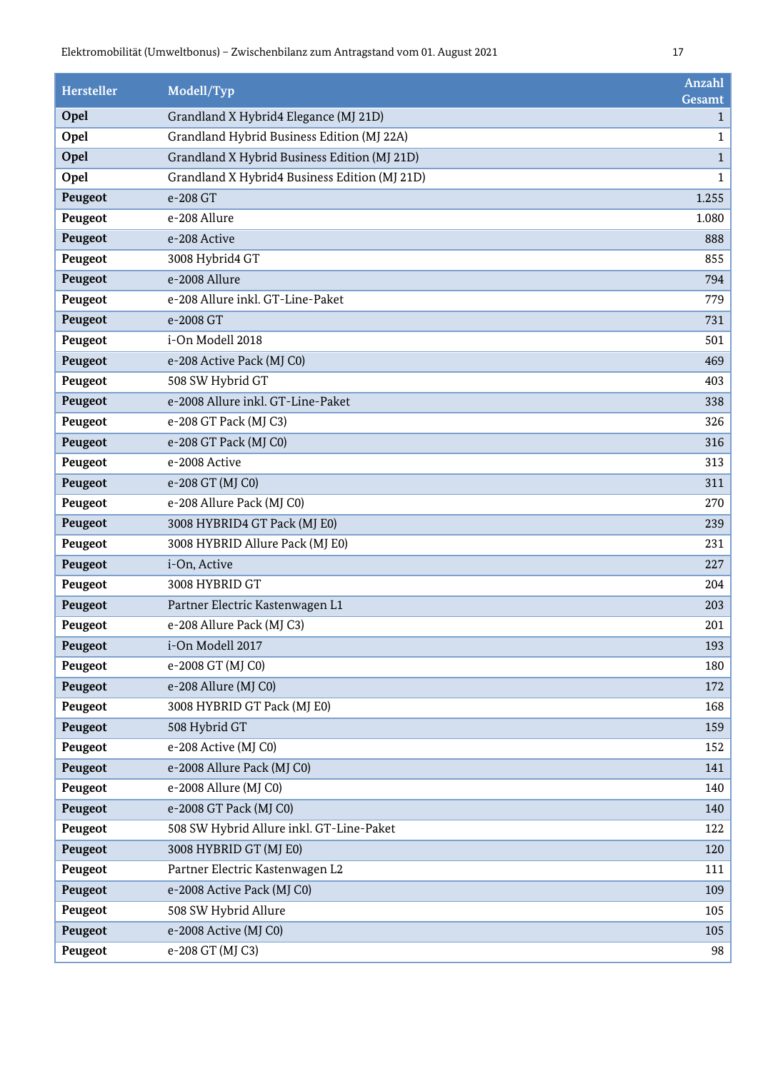| Hersteller | Modell/Typ | Anzahl Gesamt |
|---|---|---|
| **Opel** | Grandland X Hybrid4 Elegance (MJ 21D) | 1 |
| **Opel** | Grandland Hybrid Business Edition (MJ 22A) | 1 |
| **Opel** | Grandland X Hybrid Business Edition (MJ 21D) | 1 |
| **Opel** | Grandland X Hybrid4 Business Edition (MJ 21D) | 1 |
| **Peugeot** | e-208 GT | 1.255 |
| **Peugeot** | e-208 Allure | 1.080 |
| **Peugeot** | e-208 Active | 888 |
| **Peugeot** | 3008 Hybrid4 GT | 855 |
| **Peugeot** | e-2008 Allure | 794 |
| **Peugeot** | e-208 Allure inkl. GT-Line-Paket | 779 |
| **Peugeot** | e-2008 GT | 731 |
| **Peugeot** | i-On Modell 2018 | 501 |
| **Peugeot** | e-208 Active Pack (MJ C0) | 469 |
| **Peugeot** | 508 SW Hybrid GT | 403 |
| **Peugeot** | e-2008 Allure inkl. GT-Line-Paket | 338 |
| **Peugeot** | e-208 GT Pack (MJ C3) | 326 |
| **Peugeot** | e-208 GT Pack (MJ C0) | 316 |
| **Peugeot** | e-2008 Active | 313 |
| **Peugeot** | e-208 GT (MJ C0) | 311 |
| **Peugeot** | e-208 Allure Pack (MJ C0) | 270 |
| **Peugeot** | 3008 HYBRID4 GT Pack (MJ E0) | 239 |
| **Peugeot** | 3008 HYBRID Allure Pack (MJ E0) | 231 |
| **Peugeot** | i-On, Active | 227 |
| **Peugeot** | 3008 HYBRID GT | 204 |
| **Peugeot** | Partner Electric Kastenwagen L1 | 203 |
| **Peugeot** | e-208 Allure Pack (MJ C3) | 201 |
| **Peugeot** | i-On Modell 2017 | 193 |
| **Peugeot** | e-2008 GT (MJ C0) | 180 |
| **Peugeot** | e-208 Allure (MJ C0) | 172 |
| **Peugeot** | 3008 HYBRID GT Pack (MJ E0) | 168 |
| **Peugeot** | 508 Hybrid GT | 159 |
| **Peugeot** | e-208 Active (MJ C0) | 152 |
| **Peugeot** | e-2008 Allure Pack (MJ C0) | 141 |
| **Peugeot** | e-2008 Allure (MJ C0) | 140 |
| **Peugeot** | e-2008 GT Pack (MJ C0) | 140 |
| **Peugeot** | 508 SW Hybrid Allure inkl. GT-Line-Paket | 122 |
| **Peugeot** | 3008 HYBRID GT (MJ E0) | 120 |
| **Peugeot** | Partner Electric Kastenwagen L2 | 111 |
| **Peugeot** | e-2008 Active Pack (MJ C0) | 109 |
| **Peugeot** | 508 SW Hybrid Allure | 105 |
| **Peugeot** | e-2008 Active (MJ C0) | 105 |
| **Peugeot** | e-208 GT (MJ C3) | 98 |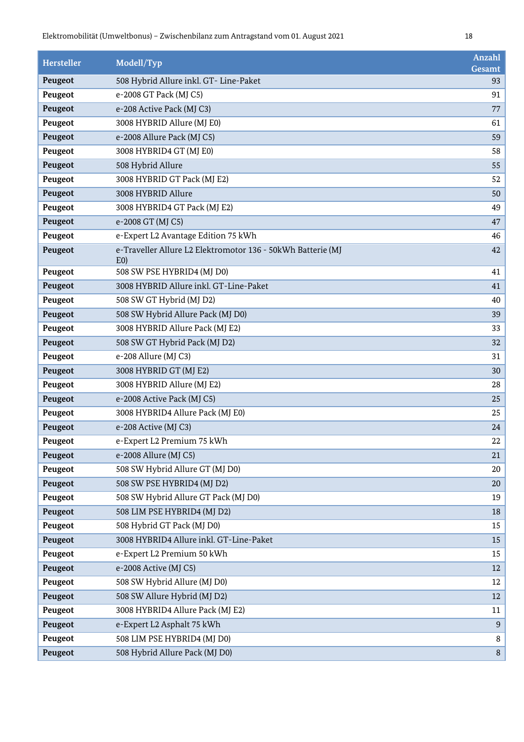| Hersteller | Modell/Typ | Anzahl Gesamt |
|---|---|---|
| **Peugeot** | 508 Hybrid Allure inkl. GT- Line-Paket | 93 |
| **Peugeot** | e-2008 GT Pack (MJ C5) | 91 |
| **Peugeot** | e-208 Active Pack (MJ C3) | 77 |
| **Peugeot** | 3008 HYBRID Allure (MJ E0) | 61 |
| **Peugeot** | e-2008 Allure Pack (MJ C5) | 59 |
| **Peugeot** | 3008 HYBRID4 GT (MJ E0) | 58 |
| **Peugeot** | 508 Hybrid Allure | 55 |
| **Peugeot** | 3008 HYBRID GT Pack (MJ E2) | 52 |
| **Peugeot** | 3008 HYBRID Allure | 50 |
| **Peugeot** | 3008 HYBRID4 GT Pack (MJ E2) | 49 |
| **Peugeot** | e-2008 GT (MJ C5) | 47 |
| **Peugeot** | e-Expert L2 Avantage Edition 75 kWh | 46 |
| **Peugeot** | e-Traveller Allure L2 Elektromotor 136 - 50kWh Batterie (MJ E0) | 42 |
| **Peugeot** | 508 SW PSE HYBRID4 (MJ D0) | 41 |
| **Peugeot** | 3008 HYBRID Allure inkl. GT-Line-Paket | 41 |
| **Peugeot** | 508 SW GT Hybrid (MJ D2) | 40 |
| **Peugeot** | 508 SW Hybrid Allure Pack (MJ D0) | 39 |
| **Peugeot** | 3008 HYBRID Allure Pack (MJ E2) | 33 |
| **Peugeot** | 508 SW GT Hybrid Pack (MJ D2) | 32 |
| **Peugeot** | e-208 Allure (MJ C3) | 31 |
| **Peugeot** | 3008 HYBRID GT (MJ E2) | 30 |
| **Peugeot** | 3008 HYBRID Allure (MJ E2) | 28 |
| **Peugeot** | e-2008 Active Pack (MJ C5) | 25 |
| **Peugeot** | 3008 HYBRID4 Allure Pack (MJ E0) | 25 |
| **Peugeot** | e-208 Active (MJ C3) | 24 |
| **Peugeot** | e-Expert L2 Premium 75 kWh | 22 |
| **Peugeot** | e-2008 Allure (MJ C5) | 21 |
| **Peugeot** | 508 SW Hybrid Allure GT (MJ D0) | 20 |
| **Peugeot** | 508 SW PSE HYBRID4 (MJ D2) | 20 |
| **Peugeot** | 508 SW Hybrid Allure GT Pack (MJ D0) | 19 |
| **Peugeot** | 508 LIM PSE HYBRID4 (MJ D2) | 18 |
| **Peugeot** | 508 Hybrid GT Pack (MJ D0) | 15 |
| **Peugeot** | 3008 HYBRID4 Allure inkl. GT-Line-Paket | 15 |
| **Peugeot** | e-Expert L2 Premium 50 kWh | 15 |
| **Peugeot** | e-2008 Active (MJ C5) | 12 |
| **Peugeot** | 508 SW Hybrid Allure (MJ D0) | 12 |
| **Peugeot** | 508 SW Allure Hybrid (MJ D2) | 12 |
| **Peugeot** | 3008 HYBRID4 Allure Pack (MJ E2) | 11 |
| **Peugeot** | e-Expert L2 Asphalt 75 kWh | 9 |
| **Peugeot** | 508 LIM PSE HYBRID4 (MJ D0) | 8 |
| **Peugeot** | 508 Hybrid Allure Pack (MJ D0) | 8 |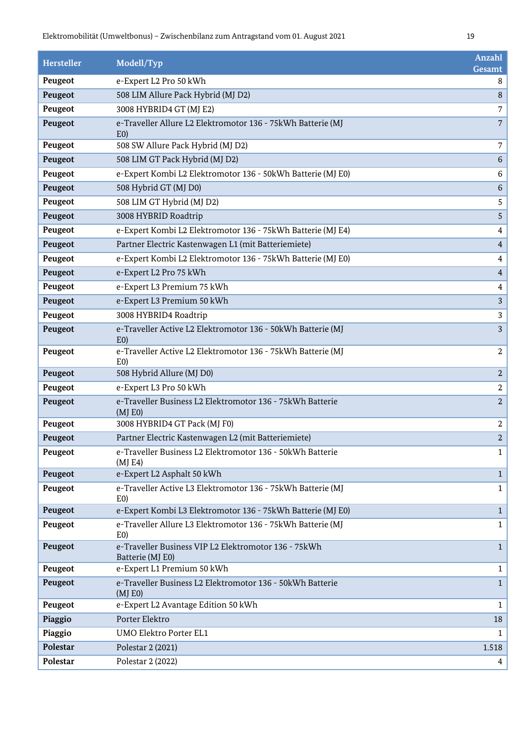| Hersteller | Modell/Typ | Anzahl Gesamt |
|---|---|---|
| **Peugeot** | e-Expert L2 Pro 50 kWh | 8 |
| **Peugeot** | 508 LIM Allure Pack Hybrid (MJ D2) | 8 |
| **Peugeot** | 3008 HYBRID4 GT (MJ E2) | 7 |
| **Peugeot** | e-Traveller Allure L2 Elektromotor 136 - 75kWh Batterie (MJ E0) | 7 |
| **Peugeot** | 508 SW Allure Pack Hybrid (MJ D2) | 7 |
| **Peugeot** | 508 LIM GT Pack Hybrid (MJ D2) | 6 |
| **Peugeot** | e-Expert Kombi L2 Elektromotor 136 - 50kWh Batterie (MJ E0) | 6 |
| **Peugeot** | 508 Hybrid GT (MJ D0) | 6 |
| **Peugeot** | 508 LIM GT Hybrid (MJ D2) | 5 |
| **Peugeot** | 3008 HYBRID Roadtrip | 5 |
| **Peugeot** | e-Expert Kombi L2 Elektromotor 136 - 75kWh Batterie (MJ E4) | 4 |
| **Peugeot** | Partner Electric Kastenwagen L1 (mit Batteriemiete) | 4 |
| **Peugeot** | e-Expert Kombi L2 Elektromotor 136 - 75kWh Batterie (MJ E0) | 4 |
| **Peugeot** | e-Expert L2 Pro 75 kWh | 4 |
| **Peugeot** | e-Expert L3 Premium 75 kWh | 4 |
| **Peugeot** | e-Expert L3 Premium 50 kWh | 3 |
| **Peugeot** | 3008 HYBRID4 Roadtrip | 3 |
| **Peugeot** | e-Traveller Active L2 Elektromotor 136 - 50kWh Batterie (MJ E0) | 3 |
| **Peugeot** | e-Traveller Active L2 Elektromotor 136 - 75kWh Batterie (MJ E0) | 2 |
| **Peugeot** | 508 Hybrid Allure (MJ D0) | 2 |
| **Peugeot** | e-Expert L3 Pro 50 kWh | 2 |
| **Peugeot** | e-Traveller Business L2 Elektromotor 136 - 75kWh Batterie (MJ E0) | 2 |
| **Peugeot** | 3008 HYBRID4 GT Pack (MJ F0) | 2 |
| **Peugeot** | Partner Electric Kastenwagen L2 (mit Batteriemiete) | 2 |
| **Peugeot** | e-Traveller Business L2 Elektromotor 136 - 50kWh Batterie (MJ E4) | 1 |
| **Peugeot** | e-Expert L2 Asphalt 50 kWh | 1 |
| **Peugeot** | e-Traveller Active L3 Elektromotor 136 - 75kWh Batterie (MJ E0) | 1 |
| **Peugeot** | e-Expert Kombi L3 Elektromotor 136 - 75kWh Batterie (MJ E0) | 1 |
| **Peugeot** | e-Traveller Allure L3 Elektromotor 136 - 75kWh Batterie (MJ E0) | 1 |
| **Peugeot** | e-Traveller Business VIP L2 Elektromotor 136 - 75kWh Batterie (MJ E0) | 1 |
| **Peugeot** | e-Expert L1 Premium 50 kWh | 1 |
| **Peugeot** | e-Traveller Business L2 Elektromotor 136 - 50kWh Batterie (MJ E0) | 1 |
| **Peugeot** | e-Expert L2 Avantage Edition 50 kWh | 1 |
| **Piaggio** | Porter Elektro | 18 |
| **Piaggio** | UMO Elektro Porter EL1 | 1 |
| **Polestar** | Polestar 2 (2021) | 1.518 |
| **Polestar** | Polestar 2 (2022) | 4 |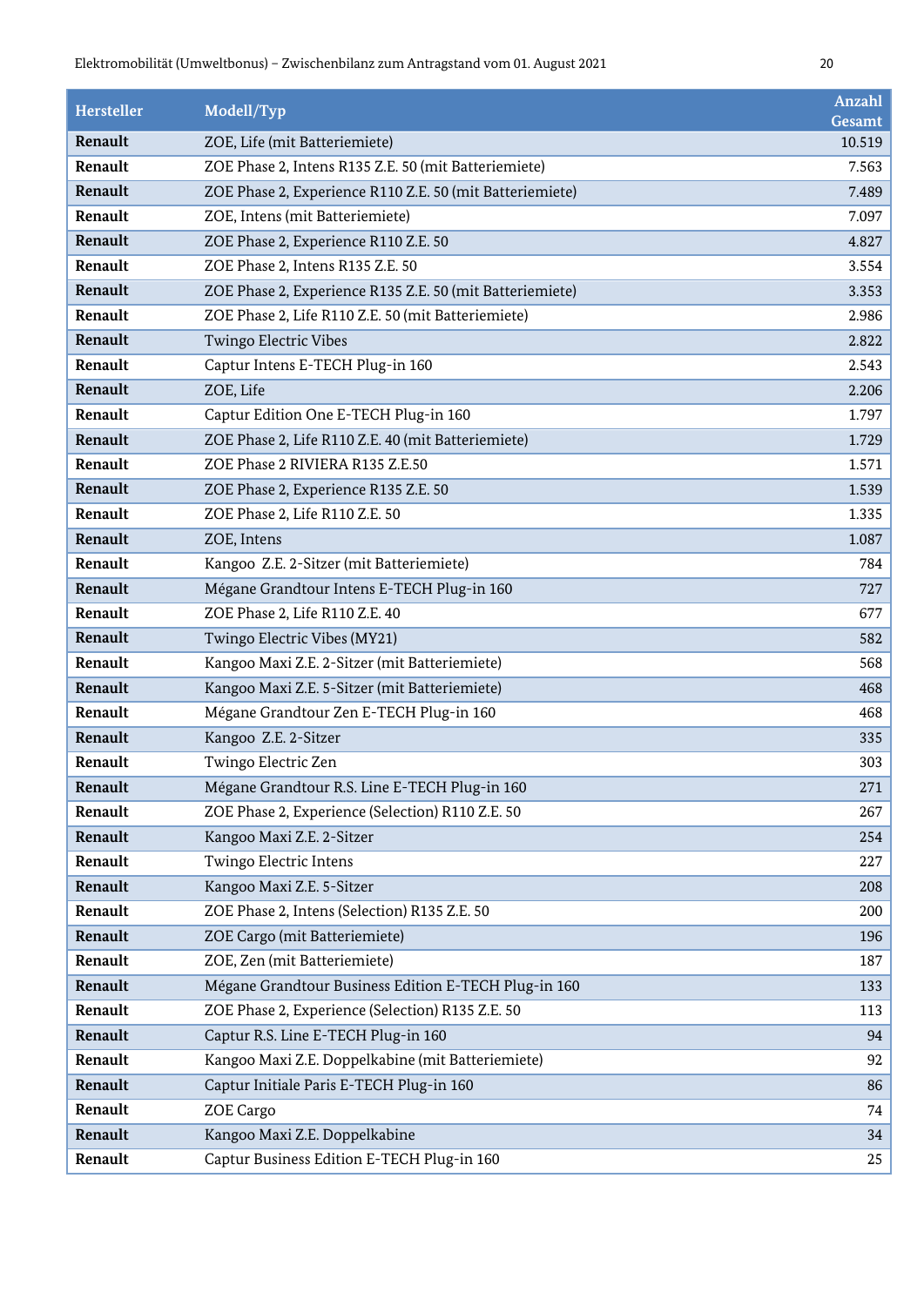| Hersteller | Modell/Typ | Anzahl Gesamt |
|---|---|---|
| **Renault** | ZOE, Life (mit Batteriemiete) | 10.519 |
| **Renault** | ZOE Phase 2, Intens R135 Z.E. 50 (mit Batteriemiete) | 7.563 |
| **Renault** | ZOE Phase 2, Experience R110 Z.E. 50 (mit Batteriemiete) | 7.489 |
| **Renault** | ZOE, Intens (mit Batteriemiete) | 7.097 |
| **Renault** | ZOE Phase 2, Experience R110 Z.E. 50 | 4.827 |
| **Renault** | ZOE Phase 2, Intens R135 Z.E. 50 | 3.554 |
| **Renault** | ZOE Phase 2, Experience R135 Z.E. 50 (mit Batteriemiete) | 3.353 |
| **Renault** | ZOE Phase 2, Life R110 Z.E. 50 (mit Batteriemiete) | 2.986 |
| **Renault** | Twingo Electric Vibes | 2.822 |
| **Renault** | Captur Intens E-TECH Plug-in 160 | 2.543 |
| **Renault** | ZOE, Life | 2.206 |
| **Renault** | Captur Edition One E-TECH Plug-in 160 | 1.797 |
| **Renault** | ZOE Phase 2, Life R110 Z.E. 40 (mit Batteriemiete) | 1.729 |
| **Renault** | ZOE Phase 2 RIVIERA R135 Z.E.50 | 1.571 |
| **Renault** | ZOE Phase 2, Experience R135 Z.E. 50 | 1.539 |
| **Renault** | ZOE Phase 2, Life R110 Z.E. 50 | 1.335 |
| **Renault** | ZOE, Intens | 1.087 |
| **Renault** | Kangoo Z.E. 2-Sitzer (mit Batteriemiete) | 784 |
| **Renault** | Mégane Grandtour Intens E-TECH Plug-in 160 | 727 |
| **Renault** | ZOE Phase 2, Life R110 Z.E. 40 | 677 |
| **Renault** | Twingo Electric Vibes (MY21) | 582 |
| **Renault** | Kangoo Maxi Z.E. 2-Sitzer (mit Batteriemiete) | 568 |
| **Renault** | Kangoo Maxi Z.E. 5-Sitzer (mit Batteriemiete) | 468 |
| **Renault** | Mégane Grandtour Zen E-TECH Plug-in 160 | 468 |
| **Renault** | Kangoo Z.E. 2-Sitzer | 335 |
| **Renault** | Twingo Electric Zen | 303 |
| **Renault** | Mégane Grandtour R.S. Line E-TECH Plug-in 160 | 271 |
| **Renault** | ZOE Phase 2, Experience (Selection) R110 Z.E. 50 | 267 |
| **Renault** | Kangoo Maxi Z.E. 2-Sitzer | 254 |
| **Renault** | Twingo Electric Intens | 227 |
| **Renault** | Kangoo Maxi Z.E. 5-Sitzer | 208 |
| **Renault** | ZOE Phase 2, Intens (Selection) R135 Z.E. 50 | 200 |
| **Renault** | ZOE Cargo (mit Batteriemiete) | 196 |
| **Renault** | ZOE, Zen (mit Batteriemiete) | 187 |
| **Renault** | Mégane Grandtour Business Edition E-TECH Plug-in 160 | 133 |
| **Renault** | ZOE Phase 2, Experience (Selection) R135 Z.E. 50 | 113 |
| **Renault** | Captur R.S. Line E-TECH Plug-in 160 | 94 |
| **Renault** | Kangoo Maxi Z.E. Doppelkabine (mit Batteriemiete) | 92 |
| **Renault** | Captur Initiale Paris E-TECH Plug-in 160 | 86 |
| **Renault** | ZOE Cargo | 74 |
| **Renault** | Kangoo Maxi Z.E. Doppelkabine | 34 |
| **Renault** | Captur Business Edition E-TECH Plug-in 160 | 25 |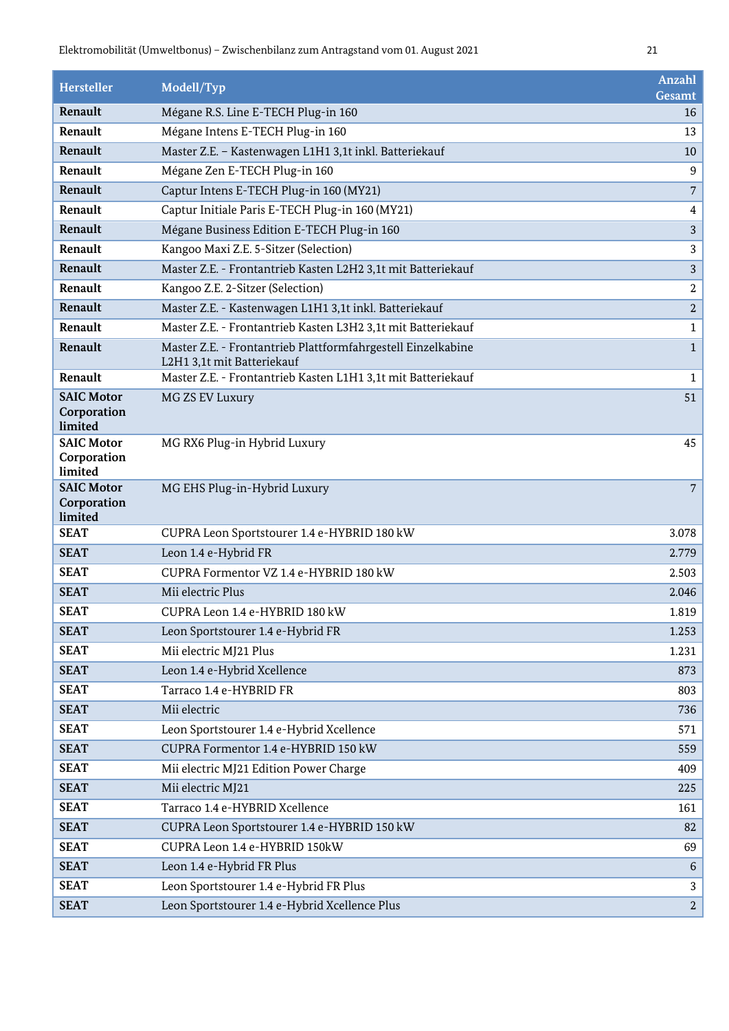| Hersteller | Modell/Typ | Anzahl Gesamt |
| --- | --- | --- |
| **Renault** | Mégane R.S. Line E-TECH Plug-in 160 | 16 |
| **Renault** | Mégane Intens E-TECH Plug-in 160 | 13 |
| **Renault** | Master Z.E. – Kastenwagen L1H1 3,1t inkl. Batteriekauf | 10 |
| **Renault** | Mégane Zen E-TECH Plug-in 160 | 9 |
| **Renault** | Captur Intens E-TECH Plug-in 160 (MY21) | 7 |
| **Renault** | Captur Initiale Paris E-TECH Plug-in 160 (MY21) | 4 |
| **Renault** | Mégane Business Edition E-TECH Plug-in 160 | 3 |
| **Renault** | Kangoo Maxi Z.E. 5-Sitzer (Selection) | 3 |
| **Renault** | Master Z.E. - Frontantrieb Kasten L2H2 3,1t mit Batteriekauf | 3 |
| **Renault** | Kangoo Z.E. 2-Sitzer (Selection) | 2 |
| **Renault** | Master Z.E. - Kastenwagen L1H1 3,1t inkl. Batteriekauf | 2 |
| **Renault** | Master Z.E. - Frontantrieb Kasten L3H2 3,1t mit Batteriekauf | 1 |
| **Renault** | Master Z.E. - Frontantrieb Plattformfahrgestell Einzelkabine L2H1 3,1t mit Batteriekauf | 1 |
| **Renault** | Master Z.E. - Frontantrieb Kasten L1H1 3,1t mit Batteriekauf | 1 |
| **SAIC Motor Corporation limited** | MG ZS EV Luxury | 51 |
| **SAIC Motor Corporation limited** | MG RX6 Plug-in Hybrid Luxury | 45 |
| **SAIC Motor Corporation limited** | MG EHS Plug-in-Hybrid Luxury | 7 |
| **SEAT** | CUPRA Leon Sportstourer 1.4 e-HYBRID 180 kW | 3.078 |
| **SEAT** | Leon 1.4 e-Hybrid FR | 2.779 |
| **SEAT** | CUPRA Formentor VZ 1.4 e-HYBRID 180 kW | 2.503 |
| **SEAT** | Mii electric Plus | 2.046 |
| **SEAT** | CUPRA Leon 1.4 e-HYBRID 180 kW | 1.819 |
| **SEAT** | Leon Sportstourer 1.4 e-Hybrid FR | 1.253 |
| **SEAT** | Mii electric MJ21 Plus | 1.231 |
| **SEAT** | Leon 1.4 e-Hybrid Xcellence | 873 |
| **SEAT** | Tarraco 1.4 e-HYBRID FR | 803 |
| **SEAT** | Mii electric | 736 |
| **SEAT** | Leon Sportstourer 1.4 e-Hybrid Xcellence | 571 |
| **SEAT** | CUPRA Formentor 1.4 e-HYBRID 150 kW | 559 |
| **SEAT** | Mii electric MJ21 Edition Power Charge | 409 |
| **SEAT** | Mii electric MJ21 | 225 |
| **SEAT** | Tarraco 1.4 e-HYBRID Xcellence | 161 |
| **SEAT** | CUPRA Leon Sportstourer 1.4 e-HYBRID 150 kW | 82 |
| **SEAT** | CUPRA Leon 1.4 e-HYBRID 150kW | 69 |
| **SEAT** | Leon 1.4 e-Hybrid FR Plus | 6 |
| **SEAT** | Leon Sportstourer 1.4 e-Hybrid FR Plus | 3 |
| **SEAT** | Leon Sportstourer 1.4 e-Hybrid Xcellence Plus | 2 |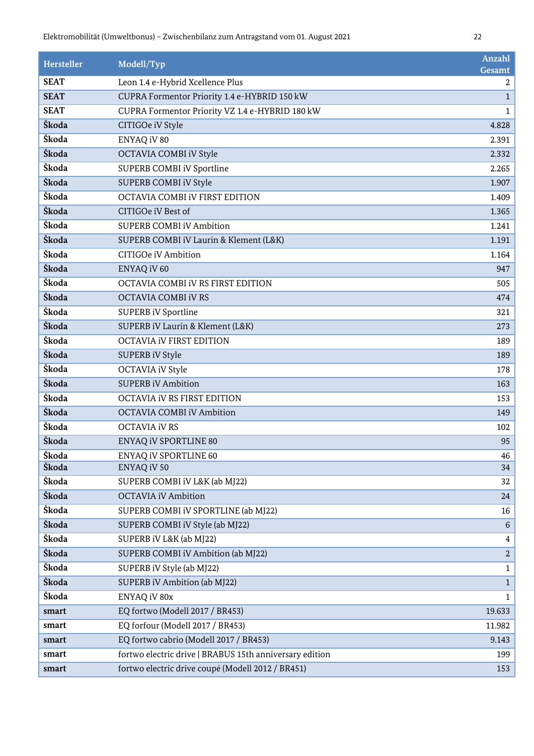| Hersteller | Modell/Typ | Anzahl Gesamt |
|---|---|---|
| SEAT | Leon 1.4 e-Hybrid Xcellence Plus | 2 |
| SEAT | CUPRA Formentor Priority 1.4 e-HYBRID 150 kW | 1 |
| SEAT | CUPRA Formentor Priority VZ 1.4 e-HYBRID 180 kW | 1 |
| Škoda | CITIGOe iV Style | 4.828 |
| Škoda | ENYAQ iV 80 | 2.391 |
| Škoda | OCTAVIA COMBI iV Style | 2.332 |
| Škoda | SUPERB COMBI iV Sportline | 2.265 |
| Škoda | SUPERB COMBI iV Style | 1.907 |
| Škoda | OCTAVIA COMBI iV FIRST EDITION | 1.409 |
| Škoda | CITIGOe iV Best of | 1.365 |
| Škoda | SUPERB COMBI iV Ambition | 1.241 |
| Škoda | SUPERB COMBI iV Laurin & Klement (L&K) | 1.191 |
| Škoda | CITIGOe iV Ambition | 1.164 |
| Škoda | ENYAQ iV 60 | 947 |
| Škoda | OCTAVIA COMBI iV RS FIRST EDITION | 505 |
| Škoda | OCTAVIA COMBI iV RS | 474 |
| Škoda | SUPERB iV Sportline | 321 |
| Škoda | SUPERB iV Laurin & Klement (L&K) | 273 |
| Škoda | OCTAVIA iV FIRST EDITION | 189 |
| Škoda | SUPERB iV Style | 189 |
| Škoda | OCTAVIA iV Style | 178 |
| Škoda | SUPERB iV Ambition | 163 |
| Škoda | OCTAVIA iV RS FIRST EDITION | 153 |
| Škoda | OCTAVIA COMBI iV Ambition | 149 |
| Škoda | OCTAVIA iV RS | 102 |
| Škoda | ENYAQ iV SPORTLINE 80 | 95 |
| Škoda | ENYAQ iV SPORTLINE 60 | 46 |
| Škoda | ENYAQ iV 50 | 34 |
| Škoda | SUPERB COMBI iV L&K (ab MJ22) | 32 |
| Škoda | OCTAVIA iV Ambition | 24 |
| Škoda | SUPERB COMBI iV SPORTLINE (ab MJ22) | 16 |
| Škoda | SUPERB COMBI iV Style (ab MJ22) | 6 |
| Škoda | SUPERB iV L&K (ab MJ22) | 4 |
| Škoda | SUPERB COMBI iV Ambition (ab MJ22) | 2 |
| Škoda | SUPERB iV Style (ab MJ22) | 1 |
| Škoda | SUPERB iV Ambition (ab MJ22) | 1 |
| Škoda | ENYAQ iV 80x | 1 |
| smart | EQ fortwo (Modell 2017 / BR453) | 19.633 |
| smart | EQ forfour (Modell 2017 / BR453) | 11.982 |
| smart | EQ fortwo cabrio (Modell 2017 / BR453) | 9.143 |
| smart | fortwo electric drive \| BRABUS 15th anniversary edition | 199 |
| smart | fortwo electric drive coupé (Modell 2012 / BR451) | 153 |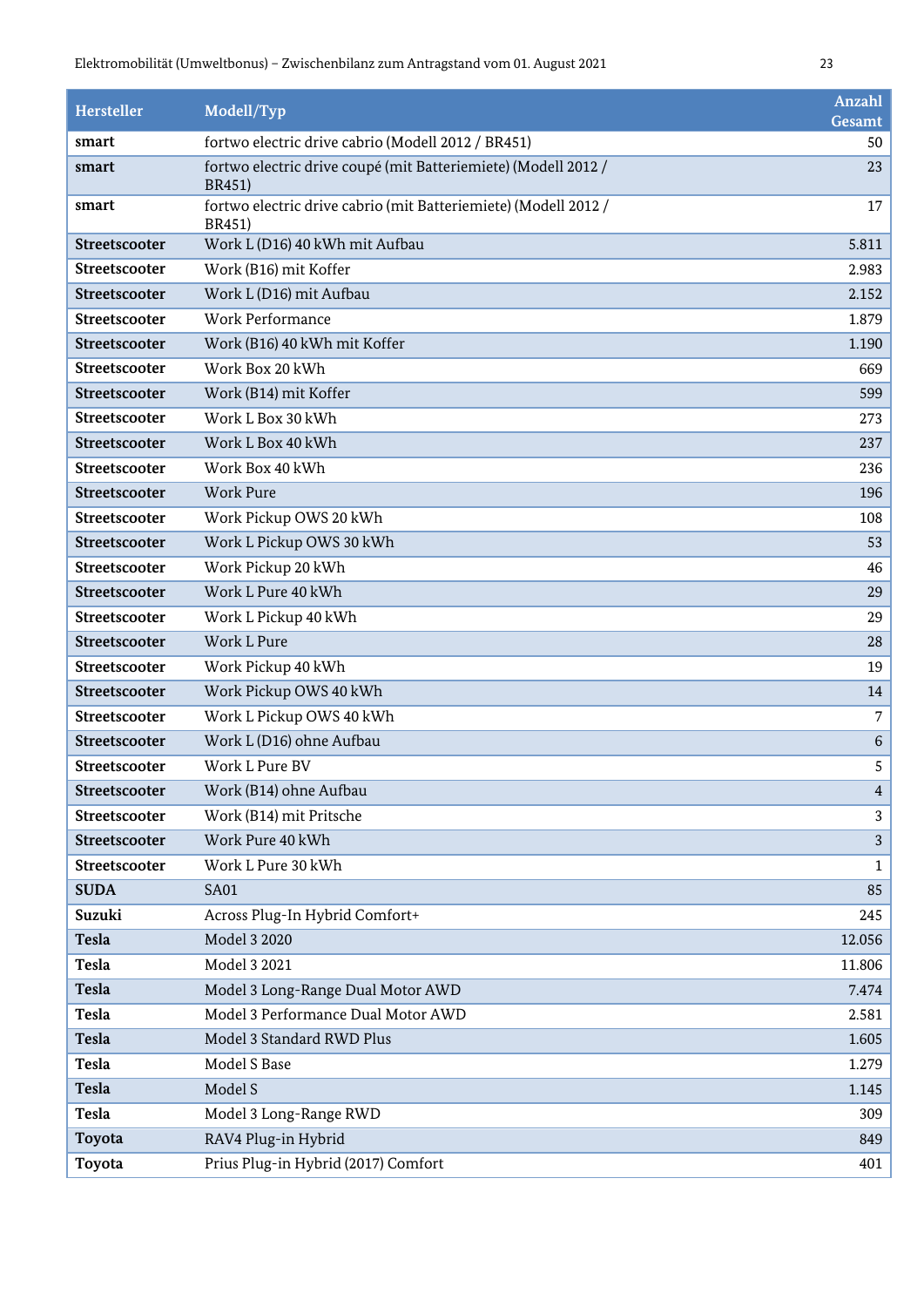| Hersteller | Modell/Typ | Anzahl Gesamt |
|---|---|---|
| smart | fortwo electric drive cabrio (Modell 2012 / BR451) | 50 |
| smart | fortwo electric drive coupé (mit Batteriemiete) (Modell 2012 / BR451) | 23 |
| smart | fortwo electric drive cabrio (mit Batteriemiete) (Modell 2012 / BR451) | 17 |
| Streetscooter | Work L (D16) 40 kWh mit Aufbau | 5.811 |
| Streetscooter | Work (B16) mit Koffer | 2.983 |
| Streetscooter | Work L (D16) mit Aufbau | 2.152 |
| Streetscooter | Work Performance | 1.879 |
| Streetscooter | Work (B16) 40 kWh mit Koffer | 1.190 |
| Streetscooter | Work Box 20 kWh | 669 |
| Streetscooter | Work (B14) mit Koffer | 599 |
| Streetscooter | Work L Box 30 kWh | 273 |
| Streetscooter | Work L Box 40 kWh | 237 |
| Streetscooter | Work Box 40 kWh | 236 |
| Streetscooter | Work Pure | 196 |
| Streetscooter | Work Pickup OWS 20 kWh | 108 |
| Streetscooter | Work L Pickup OWS 30 kWh | 53 |
| Streetscooter | Work Pickup 20 kWh | 46 |
| Streetscooter | Work L Pure 40 kWh | 29 |
| Streetscooter | Work L Pickup 40 kWh | 29 |
| Streetscooter | Work L Pure | 28 |
| Streetscooter | Work Pickup 40 kWh | 19 |
| Streetscooter | Work Pickup OWS 40 kWh | 14 |
| Streetscooter | Work L Pickup OWS 40 kWh | 7 |
| Streetscooter | Work L (D16) ohne Aufbau | 6 |
| Streetscooter | Work L Pure BV | 5 |
| Streetscooter | Work (B14) ohne Aufbau | 4 |
| Streetscooter | Work (B14) mit Pritsche | 3 |
| Streetscooter | Work Pure 40 kWh | 3 |
| Streetscooter | Work L Pure 30 kWh | 1 |
| SUDA | SA01 | 85 |
| Suzuki | Across Plug-In Hybrid Comfort+ | 245 |
| Tesla | Model 3 2020 | 12.056 |
| Tesla | Model 3 2021 | 11.806 |
| Tesla | Model 3 Long-Range Dual Motor AWD | 7.474 |
| Tesla | Model 3 Performance Dual Motor AWD | 2.581 |
| Tesla | Model 3 Standard RWD Plus | 1.605 |
| Tesla | Model S Base | 1.279 |
| Tesla | Model S | 1.145 |
| Tesla | Model 3 Long-Range RWD | 309 |
| Toyota | RAV4 Plug-in Hybrid | 849 |
| Toyota | Prius Plug-in Hybrid (2017) Comfort | 401 |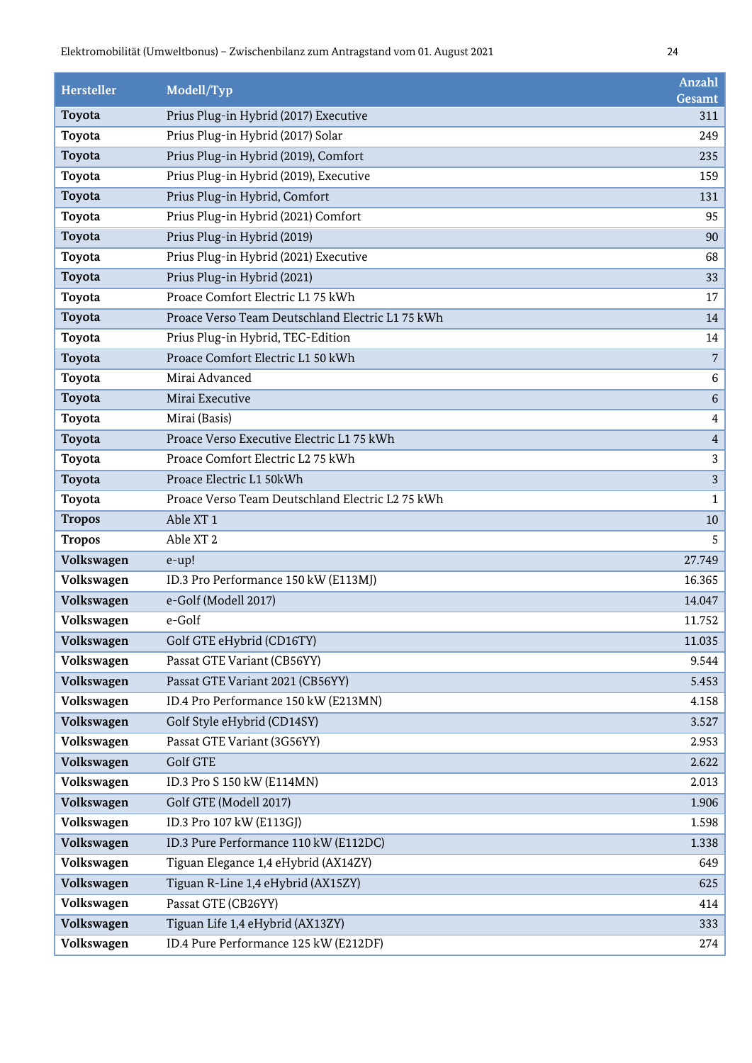| Hersteller | Modell/Typ | Anzahl Gesamt |
|---|---|---|
| **Toyota** | Prius Plug-in Hybrid (2017) Executive | 311 |
| **Toyota** | Prius Plug-in Hybrid (2017) Solar | 249 |
| **Toyota** | Prius Plug-in Hybrid (2019), Comfort | 235 |
| **Toyota** | Prius Plug-in Hybrid (2019), Executive | 159 |
| **Toyota** | Prius Plug-in Hybrid, Comfort | 131 |
| **Toyota** | Prius Plug-in Hybrid (2021) Comfort | 95 |
| **Toyota** | Prius Plug-in Hybrid (2019) | 90 |
| **Toyota** | Prius Plug-in Hybrid (2021) Executive | 68 |
| **Toyota** | Prius Plug-in Hybrid (2021) | 33 |
| **Toyota** | Proace Comfort Electric L1 75 kWh | 17 |
| **Toyota** | Proace Verso Team Deutschland Electric L1 75 kWh | 14 |
| **Toyota** | Prius Plug-in Hybrid, TEC-Edition | 14 |
| **Toyota** | Proace Comfort Electric L1 50 kWh | 7 |
| **Toyota** | Mirai Advanced | 6 |
| **Toyota** | Mirai Executive | 6 |
| **Toyota** | Mirai (Basis) | 4 |
| **Toyota** | Proace Verso Executive Electric L1 75 kWh | 4 |
| **Toyota** | Proace Comfort Electric L2 75 kWh | 3 |
| **Toyota** | Proace Electric L1 50kWh | 3 |
| **Toyota** | Proace Verso Team Deutschland Electric L2 75 kWh | 1 |
| **Tropos** | Able XT 1 | 10 |
| **Tropos** | Able XT 2 | 5 |
| **Volkswagen** | e-up! | 27.749 |
| **Volkswagen** | ID.3 Pro Performance 150 kW (E113MJ) | 16.365 |
| **Volkswagen** | e-Golf (Modell 2017) | 14.047 |
| **Volkswagen** | e-Golf | 11.752 |
| **Volkswagen** | Golf GTE eHybrid (CD16TY) | 11.035 |
| **Volkswagen** | Passat GTE Variant (CB56YY) | 9.544 |
| **Volkswagen** | Passat GTE Variant 2021 (CB56YY) | 5.453 |
| **Volkswagen** | ID.4 Pro Performance 150 kW (E213MN) | 4.158 |
| **Volkswagen** | Golf Style eHybrid (CD14SY) | 3.527 |
| **Volkswagen** | Passat GTE Variant (3G56YY) | 2.953 |
| **Volkswagen** | Golf GTE | 2.622 |
| **Volkswagen** | ID.3 Pro S 150 kW (E114MN) | 2.013 |
| **Volkswagen** | Golf GTE (Modell 2017) | 1.906 |
| **Volkswagen** | ID.3 Pro 107 kW (E113GJ) | 1.598 |
| **Volkswagen** | ID.3 Pure Performance 110 kW (E112DC) | 1.338 |
| **Volkswagen** | Tiguan Elegance 1,4 eHybrid (AX14ZY) | 649 |
| **Volkswagen** | Tiguan R-Line 1,4 eHybrid (AX15ZY) | 625 |
| **Volkswagen** | Passat GTE (CB26YY) | 414 |
| **Volkswagen** | Tiguan Life 1,4 eHybrid (AX13ZY) | 333 |
| **Volkswagen** | ID.4 Pure Performance 125 kW (E212DF) | 274 |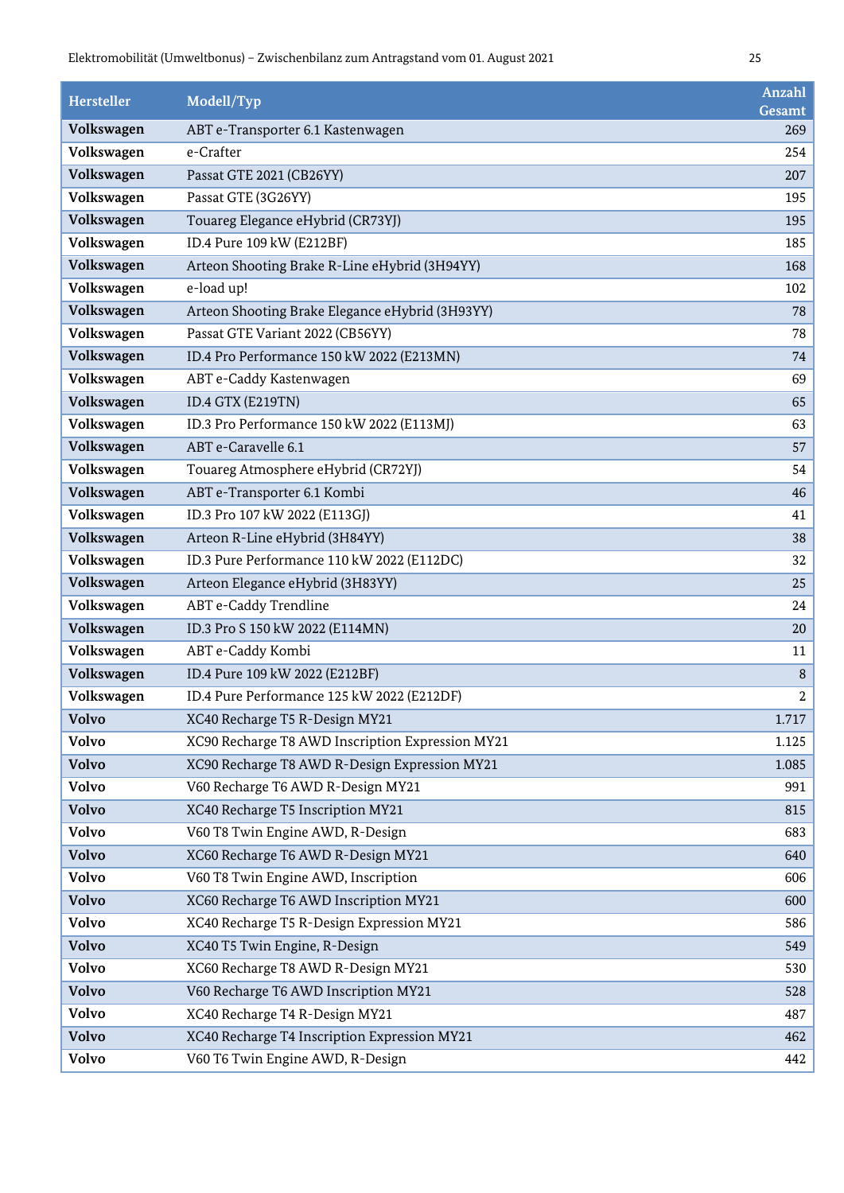| Hersteller | Modell/Typ | Anzahl Gesamt |
|---|---|---|
| **Volkswagen** | ABT e-Transporter 6.1 Kastenwagen | 269 |
| **Volkswagen** | e-Crafter | 254 |
| **Volkswagen** | Passat GTE 2021 (CB26YY) | 207 |
| **Volkswagen** | Passat GTE (3G26YY) | 195 |
| **Volkswagen** | Touareg Elegance eHybrid (CR73YJ) | 195 |
| **Volkswagen** | ID.4 Pure 109 kW (E212BF) | 185 |
| **Volkswagen** | Arteon Shooting Brake R-Line eHybrid (3H94YY) | 168 |
| **Volkswagen** | e-load up! | 102 |
| **Volkswagen** | Arteon Shooting Brake Elegance eHybrid (3H93YY) | 78 |
| **Volkswagen** | Passat GTE Variant 2022 (CB56YY) | 78 |
| **Volkswagen** | ID.4 Pro Performance 150 kW 2022 (E213MN) | 74 |
| **Volkswagen** | ABT e-Caddy Kastenwagen | 69 |
| **Volkswagen** | ID.4 GTX (E219TN) | 65 |
| **Volkswagen** | ID.3 Pro Performance 150 kW 2022 (E113MJ) | 63 |
| **Volkswagen** | ABT e-Caravelle 6.1 | 57 |
| **Volkswagen** | Touareg Atmosphere eHybrid (CR72YJ) | 54 |
| **Volkswagen** | ABT e-Transporter 6.1 Kombi | 46 |
| **Volkswagen** | ID.3 Pro 107 kW 2022 (E113GJ) | 41 |
| **Volkswagen** | Arteon R-Line eHybrid (3H84YY) | 38 |
| **Volkswagen** | ID.3 Pure Performance 110 kW 2022 (E112DC) | 32 |
| **Volkswagen** | Arteon Elegance eHybrid (3H83YY) | 25 |
| **Volkswagen** | ABT e-Caddy Trendline | 24 |
| **Volkswagen** | ID.3 Pro S 150 kW 2022 (E114MN) | 20 |
| **Volkswagen** | ABT e-Caddy Kombi | 11 |
| **Volkswagen** | ID.4 Pure 109 kW 2022 (E212BF) | 8 |
| **Volkswagen** | ID.4 Pure Performance 125 kW 2022 (E212DF) | 2 |
| **Volvo** | XC40 Recharge T5 R-Design MY21 | 1.717 |
| **Volvo** | XC90 Recharge T8 AWD Inscription Expression MY21 | 1.125 |
| **Volvo** | XC90 Recharge T8 AWD R-Design Expression MY21 | 1.085 |
| **Volvo** | V60 Recharge T6 AWD R-Design MY21 | 991 |
| **Volvo** | XC40 Recharge T5 Inscription MY21 | 815 |
| **Volvo** | V60 T8 Twin Engine AWD, R-Design | 683 |
| **Volvo** | XC60 Recharge T6 AWD R-Design MY21 | 640 |
| **Volvo** | V60 T8 Twin Engine AWD, Inscription | 606 |
| **Volvo** | XC60 Recharge T6 AWD Inscription MY21 | 600 |
| **Volvo** | XC40 Recharge T5 R-Design Expression MY21 | 586 |
| **Volvo** | XC40 T5 Twin Engine, R-Design | 549 |
| **Volvo** | XC60 Recharge T8 AWD R-Design MY21 | 530 |
| **Volvo** | V60 Recharge T6 AWD Inscription MY21 | 528 |
| **Volvo** | XC40 Recharge T4 R-Design MY21 | 487 |
| **Volvo** | XC40 Recharge T4 Inscription Expression MY21 | 462 |
| **Volvo** | V60 T6 Twin Engine AWD, R-Design | 442 |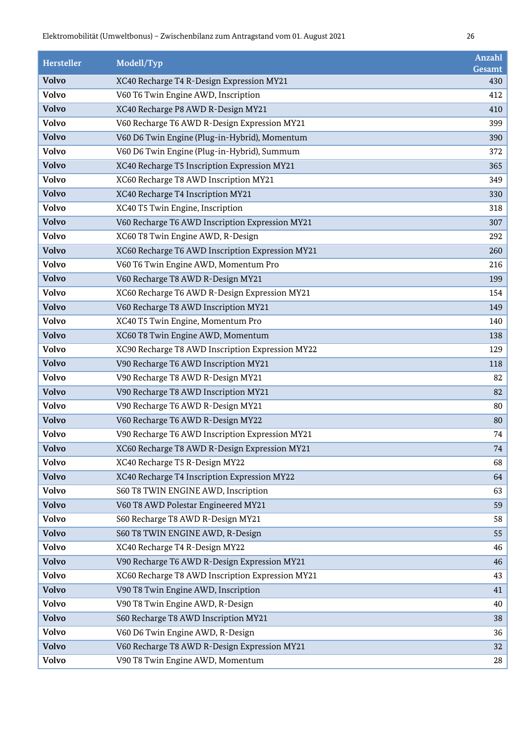| Hersteller | Modell/Typ | Anzahl Gesamt |
|---|---|---|
| Volvo | XC40 Recharge T4 R-Design Expression MY21 | 430 |
| Volvo | V60 T6 Twin Engine AWD, Inscription | 412 |
| Volvo | XC40 Recharge P8 AWD R-Design MY21 | 410 |
| Volvo | V60 Recharge T6 AWD R-Design Expression MY21 | 399 |
| Volvo | V60 D6 Twin Engine (Plug-in-Hybrid), Momentum | 390 |
| Volvo | V60 D6 Twin Engine (Plug-in-Hybrid), Summum | 372 |
| Volvo | XC40 Recharge T5 Inscription Expression MY21 | 365 |
| Volvo | XC60 Recharge T8 AWD Inscription MY21 | 349 |
| Volvo | XC40 Recharge T4 Inscription MY21 | 330 |
| Volvo | XC40 T5 Twin Engine, Inscription | 318 |
| Volvo | V60 Recharge T6 AWD Inscription Expression MY21 | 307 |
| Volvo | XC60 T8 Twin Engine AWD, R-Design | 292 |
| Volvo | XC60 Recharge T6 AWD Inscription Expression MY21 | 260 |
| Volvo | V60 T6 Twin Engine AWD, Momentum Pro | 216 |
| Volvo | V60 Recharge T8 AWD R-Design MY21 | 199 |
| Volvo | XC60 Recharge T6 AWD R-Design Expression MY21 | 154 |
| Volvo | V60 Recharge T8 AWD Inscription MY21 | 149 |
| Volvo | XC40 T5 Twin Engine, Momentum Pro | 140 |
| Volvo | XC60 T8 Twin Engine AWD, Momentum | 138 |
| Volvo | XC90 Recharge T8 AWD Inscription Expression MY22 | 129 |
| Volvo | V90 Recharge T6 AWD Inscription MY21 | 118 |
| Volvo | V90 Recharge T8 AWD R-Design MY21 | 82 |
| Volvo | V90 Recharge T8 AWD Inscription MY21 | 82 |
| Volvo | V90 Recharge T6 AWD R-Design MY21 | 80 |
| Volvo | V60 Recharge T6 AWD R-Design MY22 | 80 |
| Volvo | V90 Recharge T6 AWD Inscription Expression MY21 | 74 |
| Volvo | XC60 Recharge T8 AWD R-Design Expression MY21 | 74 |
| Volvo | XC40 Recharge T5 R-Design MY22 | 68 |
| Volvo | XC40 Recharge T4 Inscription Expression MY22 | 64 |
| Volvo | S60 T8 TWIN ENGINE AWD, Inscription | 63 |
| Volvo | V60 T8 AWD Polestar Engineered MY21 | 59 |
| Volvo | S60 Recharge T8 AWD R-Design MY21 | 58 |
| Volvo | S60 T8 TWIN ENGINE AWD, R-Design | 55 |
| Volvo | XC40 Recharge T4 R-Design MY22 | 46 |
| Volvo | V90 Recharge T6 AWD R-Design Expression MY21 | 46 |
| Volvo | XC60 Recharge T8 AWD Inscription Expression MY21 | 43 |
| Volvo | V90 T8 Twin Engine AWD, Inscription | 41 |
| Volvo | V90 T8 Twin Engine AWD, R-Design | 40 |
| Volvo | S60 Recharge T8 AWD Inscription MY21 | 38 |
| Volvo | V60 D6 Twin Engine AWD, R-Design | 36 |
| Volvo | V60 Recharge T8 AWD R-Design Expression MY21 | 32 |
| Volvo | V90 T8 Twin Engine AWD, Momentum | 28 |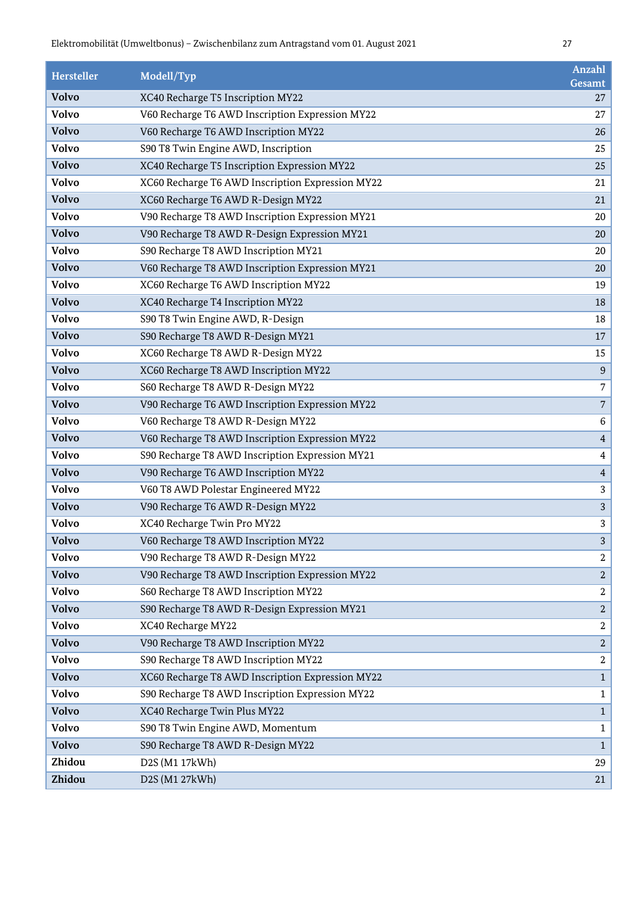| Hersteller | Modell/Typ | Anzahl Gesamt |
|---|---|---|
| Volvo | XC40 Recharge T5 Inscription MY22 | 27 |
| Volvo | V60 Recharge T6 AWD Inscription Expression MY22 | 27 |
| Volvo | V60 Recharge T6 AWD Inscription MY22 | 26 |
| Volvo | S90 T8 Twin Engine AWD, Inscription | 25 |
| Volvo | XC40 Recharge T5 Inscription Expression MY22 | 25 |
| Volvo | XC60 Recharge T6 AWD Inscription Expression MY22 | 21 |
| Volvo | XC60 Recharge T6 AWD R-Design MY22 | 21 |
| Volvo | V90 Recharge T8 AWD Inscription Expression MY21 | 20 |
| Volvo | V90 Recharge T8 AWD R-Design Expression MY21 | 20 |
| Volvo | S90 Recharge T8 AWD Inscription MY21 | 20 |
| Volvo | V60 Recharge T8 AWD Inscription Expression MY21 | 20 |
| Volvo | XC60 Recharge T6 AWD Inscription MY22 | 19 |
| Volvo | XC40 Recharge T4 Inscription MY22 | 18 |
| Volvo | S90 T8 Twin Engine AWD, R-Design | 18 |
| Volvo | S90 Recharge T8 AWD R-Design MY21 | 17 |
| Volvo | XC60 Recharge T8 AWD R-Design MY22 | 15 |
| Volvo | XC60 Recharge T8 AWD Inscription MY22 | 9 |
| Volvo | S60 Recharge T8 AWD R-Design MY22 | 7 |
| Volvo | V90 Recharge T6 AWD Inscription Expression MY22 | 7 |
| Volvo | V60 Recharge T8 AWD R-Design MY22 | 6 |
| Volvo | V60 Recharge T8 AWD Inscription Expression MY22 | 4 |
| Volvo | S90 Recharge T8 AWD Inscription Expression MY21 | 4 |
| Volvo | V90 Recharge T6 AWD Inscription MY22 | 4 |
| Volvo | V60 T8 AWD Polestar Engineered MY22 | 3 |
| Volvo | V90 Recharge T6 AWD R-Design MY22 | 3 |
| Volvo | XC40 Recharge Twin Pro MY22 | 3 |
| Volvo | V60 Recharge T8 AWD Inscription MY22 | 3 |
| Volvo | V90 Recharge T8 AWD R-Design MY22 | 2 |
| Volvo | V90 Recharge T8 AWD Inscription Expression MY22 | 2 |
| Volvo | S60 Recharge T8 AWD Inscription MY22 | 2 |
| Volvo | S90 Recharge T8 AWD R-Design Expression MY21 | 2 |
| Volvo | XC40 Recharge MY22 | 2 |
| Volvo | V90 Recharge T8 AWD Inscription MY22 | 2 |
| Volvo | S90 Recharge T8 AWD Inscription MY22 | 2 |
| Volvo | XC60 Recharge T8 AWD Inscription Expression MY22 | 1 |
| Volvo | S90 Recharge T8 AWD Inscription Expression MY22 | 1 |
| Volvo | XC40 Recharge Twin Plus MY22 | 1 |
| Volvo | S90 T8 Twin Engine AWD, Momentum | 1 |
| Volvo | S90 Recharge T8 AWD R-Design MY22 | 1 |
| Zhidou | D2S (M1 17kWh) | 29 |
| Zhidou | D2S (M1 27kWh) | 21 |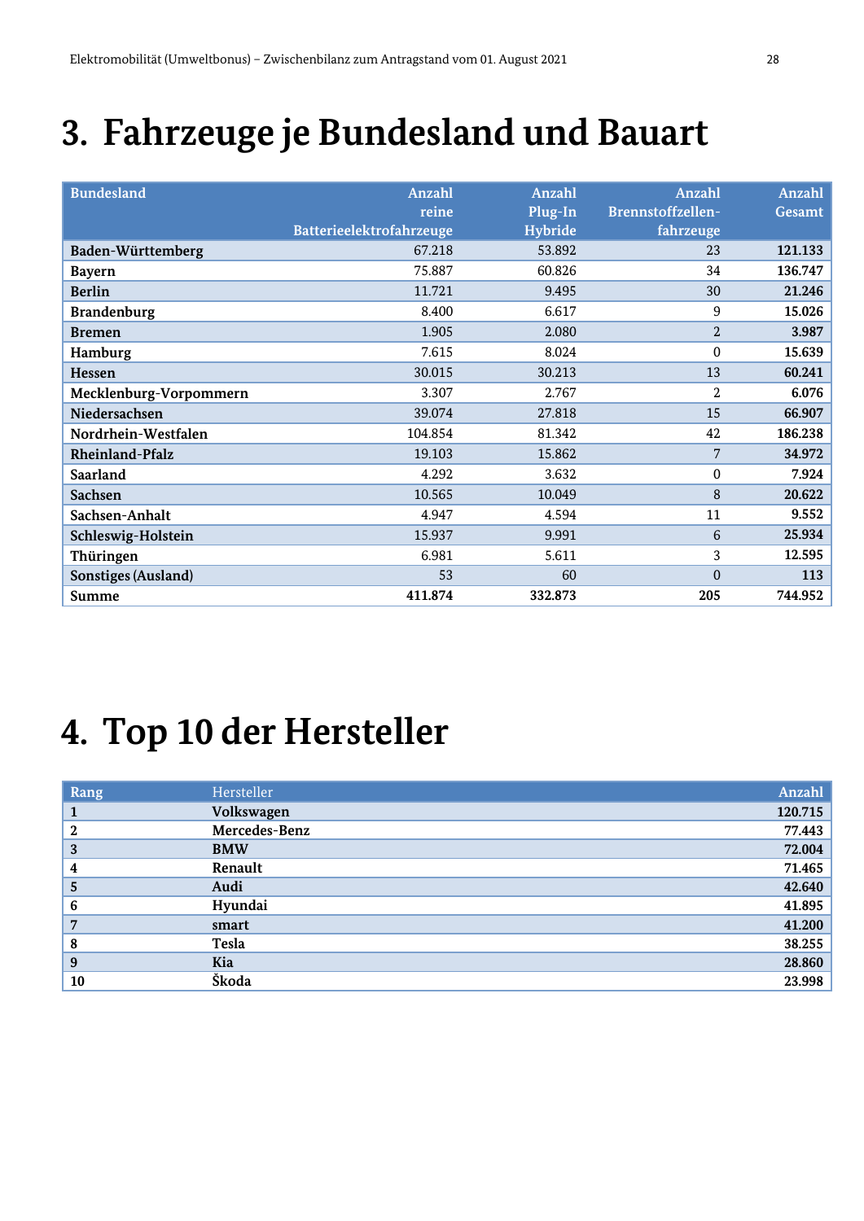# 3. Fahrzeuge je Bundesland und Bauart

| Bundesland | Anzahl reine Batterieelektrofahrzeuge | Anzahl Plug-In Hybride | Anzahl Brennstoffzellen-fahrzeuge | Anzahl Gesamt |
|---|---|---|---|---|
| **Baden-Württemberg** | 67.218 | 53.892 | 23 | **121.133** |
| **Bayern** | 75.887 | 60.826 | 34 | **136.747** |
| **Berlin** | 11.721 | 9.495 | 30 | **21.246** |
| **Brandenburg** | 8.400 | 6.617 | 9 | **15.026** |
| **Bremen** | 1.905 | 2.080 | 2 | **3.987** |
| **Hamburg** | 7.615 | 8.024 | 0 | **15.639** |
| **Hessen** | 30.015 | 30.213 | 13 | **60.241** |
| **Mecklenburg-Vorpommern** | 3.307 | 2.767 | 2 | **6.076** |
| **Niedersachsen** | 39.074 | 27.818 | 15 | **66.907** |
| **Nordrhein-Westfalen** | 104.854 | 81.342 | 42 | **186.238** |
| **Rheinland-Pfalz** | 19.103 | 15.862 | 7 | **34.972** |
| **Saarland** | 4.292 | 3.632 | 0 | **7.924** |
| **Sachsen** | 10.565 | 10.049 | 8 | **20.622** |
| **Sachsen-Anhalt** | 4.947 | 4.594 | 11 | **9.552** |
| **Schleswig-Holstein** | 15.937 | 9.991 | 6 | **25.934** |
| **Thüringen** | 6.981 | 5.611 | 3 | **12.595** |
| **Sonstiges (Ausland)** | 53 | 60 | 0 | **113** |
| **Summe** | **411.874** | **332.873** | 205 | **744.952** |

# 4. Top 10 der Hersteller

| Rang | Hersteller | Anzahl |
|---|---|---|
| **1** | **Volkswagen** | **120.715** |
| **2** | **Mercedes-Benz** | **77.443** |
| **3** | **BMW** | **72.004** |
| **4** | **Renault** | **71.465** |
| **5** | **Audi** | **42.640** |
| **6** | **Hyundai** | **41.895** |
| **7** | **smart** | **41.200** |
| **8** | **Tesla** | **38.255** |
| **9** | **Kia** | **28.860** |
| **10** | **Škoda** | **23.998** |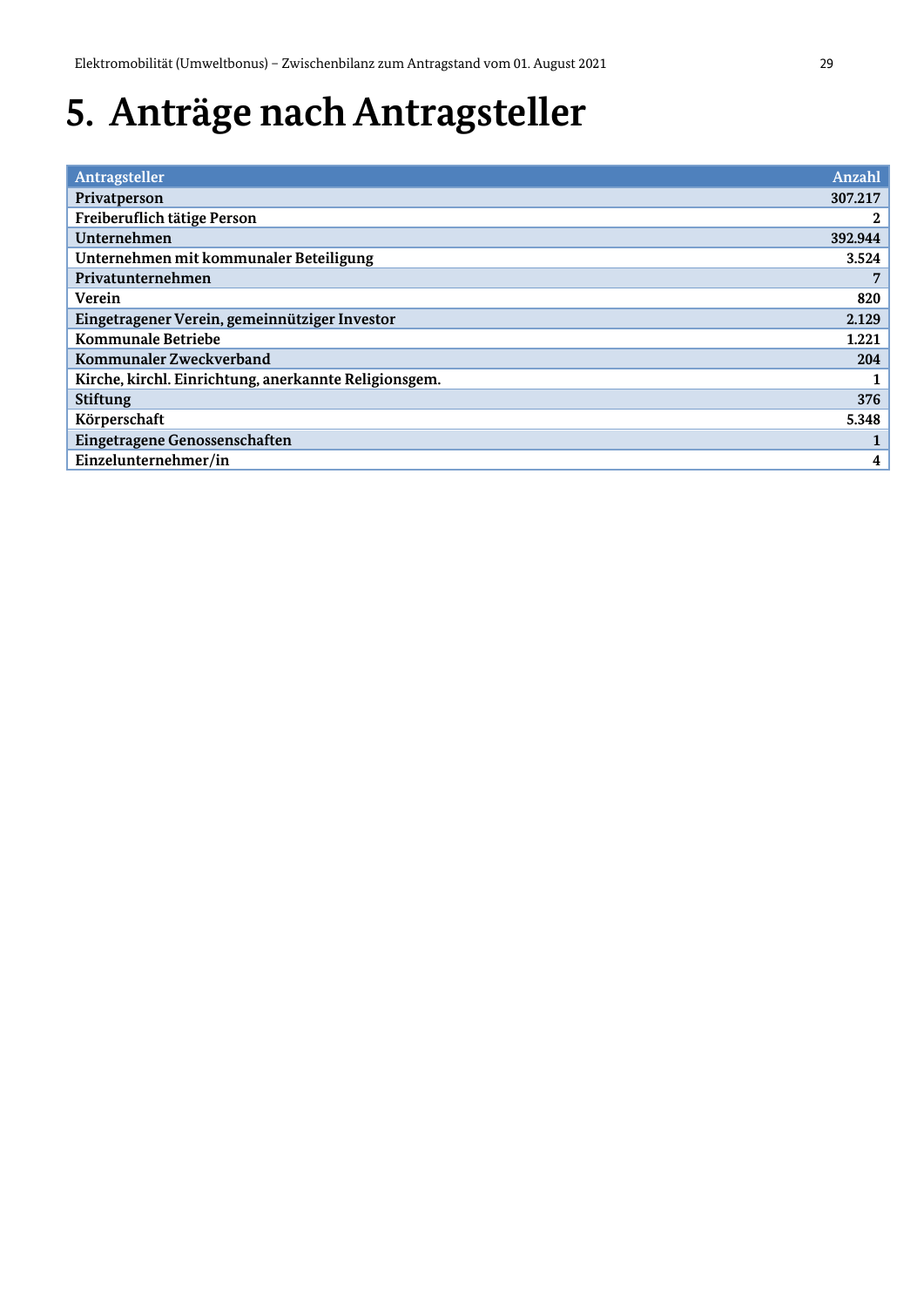# 5. Anträge nach Antragsteller

| Antragsteller | Anzahl |
|---|---|
| Privatperson | 307.217 |
| Freiberuflich tätige Person | 2 |
| Unternehmen | 392.944 |
| Unternehmen mit kommunaler Beteiligung | 3.524 |
| Privatunternehmen | 7 |
| Verein | 820 |
| Eingetragener Verein, gemeinnütziger Investor | 2.129 |
| Kommunale Betriebe | 1.221 |
| Kommunaler Zweckverband | 204 |
| Kirche, kirchl. Einrichtung, anerkannte Religionsgem. | 1 |
| Stiftung | 376 |
| Körperschaft | 5.348 |
| Eingetragene Genossenschaften | 1 |
| Einzelunternehmer/in | 4 |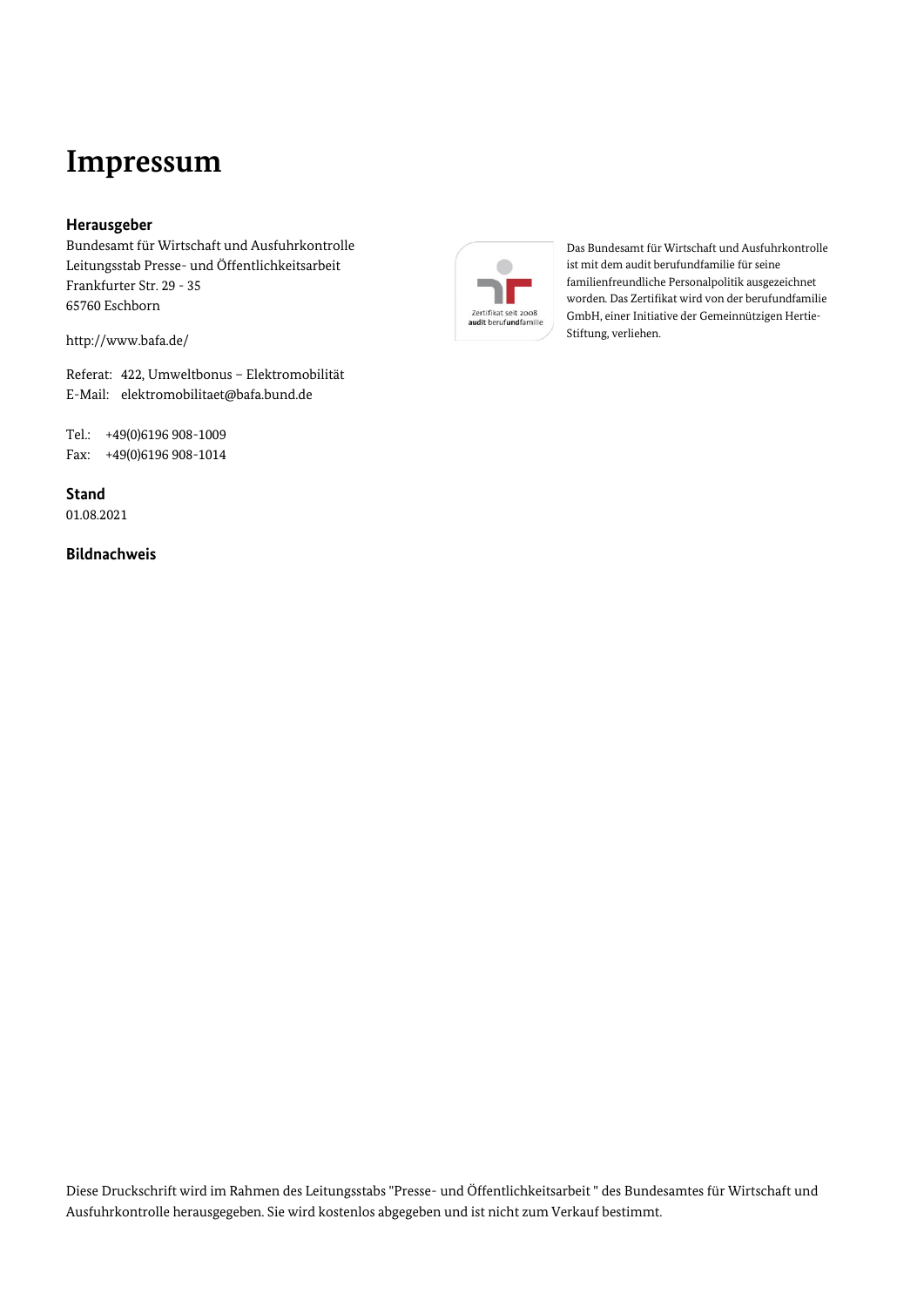# Impressum

**Herausgeber**
Bundesamt für Wirtschaft und Ausfuhrkontrolle
Leitungsstab Presse- und Öffentlichkeitsarbeit
Frankfurter Str. 29 - 35
65760 Eschborn

http://www.bafa.de/

Referat: 422, Umweltbonus – Elektromobilität
E-Mail: elektromobilitaet@bafa.bund.de

Tel.: +49(0)6196 908-1009
Fax: +49(0)6196 908-1014

Zertifikat seit 2008
audit berufundfamilie

Das Bundesamt für Wirtschaft und Ausfuhrkontrolle ist mit dem audit berufundfamilie für seine familienfreundliche Personalpolitik ausgezeichnet worden. Das Zertifikat wird von der berufundfamilie GmbH, einer Initiative der Gemeinnützigen Hertie-Stiftung, verliehen.

**Stand**
01.08.2021

**Bildnachweis**

Diese Druckschrift wird im Rahmen des Leitungsstabs "Presse- und Öffentlichkeitsarbeit " des Bundesamtes für Wirtschaft und Ausfuhrkontrolle herausgegeben. Sie wird kostenlos abgegeben und ist nicht zum Verkauf bestimmt.